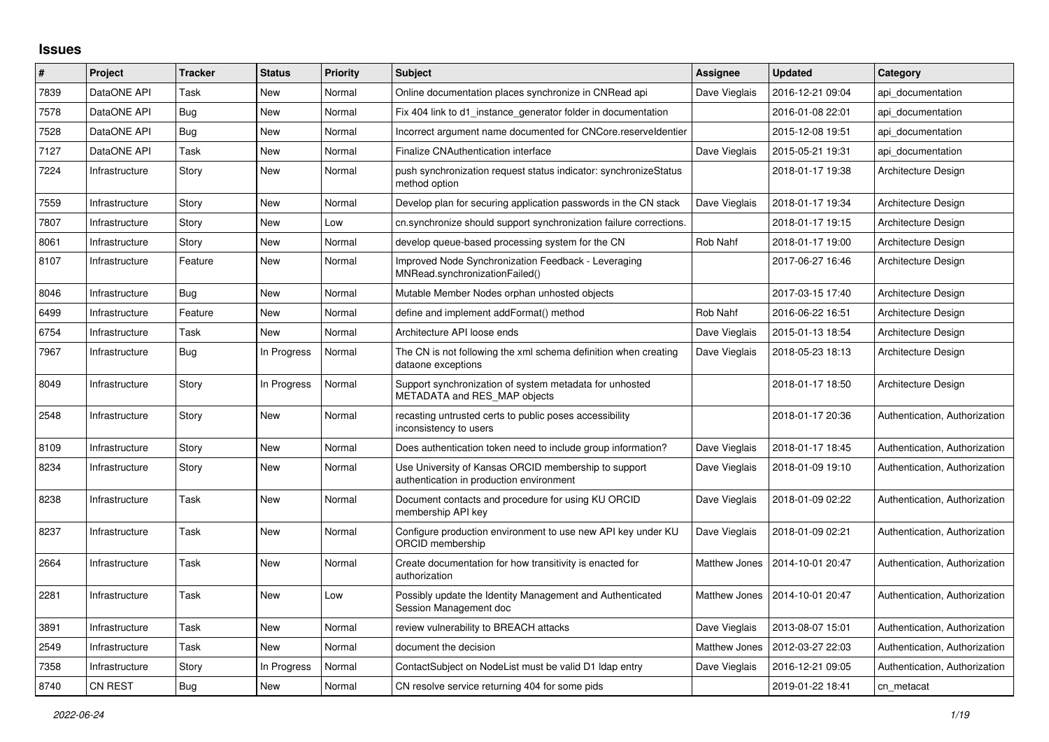# Issues

| # | Project | Tracker | Status | Priority | Subject | Assignee | Updated | Category |
|---|---|---|---|---|---|---|---|---|
| 7839 | DataONE API | Task | New | Normal | Online documentation places synchronize in CNRead api | Dave Vieglais | 2016-12-21 09:04 | api_documentation |
| 7578 | DataONE API | Bug | New | Normal | Fix 404 link to d1_instance_generator folder in documentation | | 2016-01-08 22:01 | api_documentation |
| 7528 | DataONE API | Bug | New | Normal | Incorrect argument name documented for CNCore.reserveIdentier | | 2015-12-08 19:51 | api_documentation |
| 7127 | DataONE API | Task | New | Normal | Finalize CNAuthentication interface | Dave Vieglais | 2015-05-21 19:31 | api_documentation |
| 7224 | Infrastructure | Story | New | Normal | push synchronization request status indicator: synchronizeStatus method option | | 2018-01-17 19:38 | Architecture Design |
| 7559 | Infrastructure | Story | New | Normal | Develop plan for securing application passwords in the CN stack | Dave Vieglais | 2018-01-17 19:34 | Architecture Design |
| 7807 | Infrastructure | Story | New | Low | cn.synchronize should support synchronization failure corrections. | | 2018-01-17 19:15 | Architecture Design |
| 8061 | Infrastructure | Story | New | Normal | develop queue-based processing system for the CN | Rob Nahf | 2018-01-17 19:00 | Architecture Design |
| 8107 | Infrastructure | Feature | New | Normal | Improved Node Synchronization Feedback - Leveraging MNRead.synchronizationFailed() | | 2017-06-27 16:46 | Architecture Design |
| 8046 | Infrastructure | Bug | New | Normal | Mutable Member Nodes orphan unhosted objects | | 2017-03-15 17:40 | Architecture Design |
| 6499 | Infrastructure | Feature | New | Normal | define and implement addFormat() method | Rob Nahf | 2016-06-22 16:51 | Architecture Design |
| 6754 | Infrastructure | Task | New | Normal | Architecture API loose ends | Dave Vieglais | 2015-01-13 18:54 | Architecture Design |
| 7967 | Infrastructure | Bug | In Progress | Normal | The CN is not following the xml schema definition when creating dataone exceptions | Dave Vieglais | 2018-05-23 18:13 | Architecture Design |
| 8049 | Infrastructure | Story | In Progress | Normal | Support synchronization of system metadata for unhosted METADATA and RES_MAP objects | | 2018-01-17 18:50 | Architecture Design |
| 2548 | Infrastructure | Story | New | Normal | recasting untrusted certs to public poses accessibility inconsistency to users | | 2018-01-17 20:36 | Authentication, Authorization |
| 8109 | Infrastructure | Story | New | Normal | Does authentication token need to include group information? | Dave Vieglais | 2018-01-17 18:45 | Authentication, Authorization |
| 8234 | Infrastructure | Story | New | Normal | Use University of Kansas ORCID membership to support authentication in production environment | Dave Vieglais | 2018-01-09 19:10 | Authentication, Authorization |
| 8238 | Infrastructure | Task | New | Normal | Document contacts and procedure for using KU ORCID membership API key | Dave Vieglais | 2018-01-09 02:22 | Authentication, Authorization |
| 8237 | Infrastructure | Task | New | Normal | Configure production environment to use new API key under KU ORCID membership | Dave Vieglais | 2018-01-09 02:21 | Authentication, Authorization |
| 2664 | Infrastructure | Task | New | Normal | Create documentation for how transitivity is enacted for authorization | Matthew Jones | 2014-10-01 20:47 | Authentication, Authorization |
| 2281 | Infrastructure | Task | New | Low | Possibly update the Identity Management and Authenticated Session Management doc | Matthew Jones | 2014-10-01 20:47 | Authentication, Authorization |
| 3891 | Infrastructure | Task | New | Normal | review vulnerability to BREACH attacks | Dave Vieglais | 2013-08-07 15:01 | Authentication, Authorization |
| 2549 | Infrastructure | Task | New | Normal | document the decision | Matthew Jones | 2012-03-27 22:03 | Authentication, Authorization |
| 7358 | Infrastructure | Story | In Progress | Normal | ContactSubject on NodeList must be valid D1 ldap entry | Dave Vieglais | 2016-12-21 09:05 | Authentication, Authorization |
| 8740 | CN REST | Bug | New | Normal | CN resolve service returning 404 for some pids | | 2019-01-22 18:41 | cn_metacat |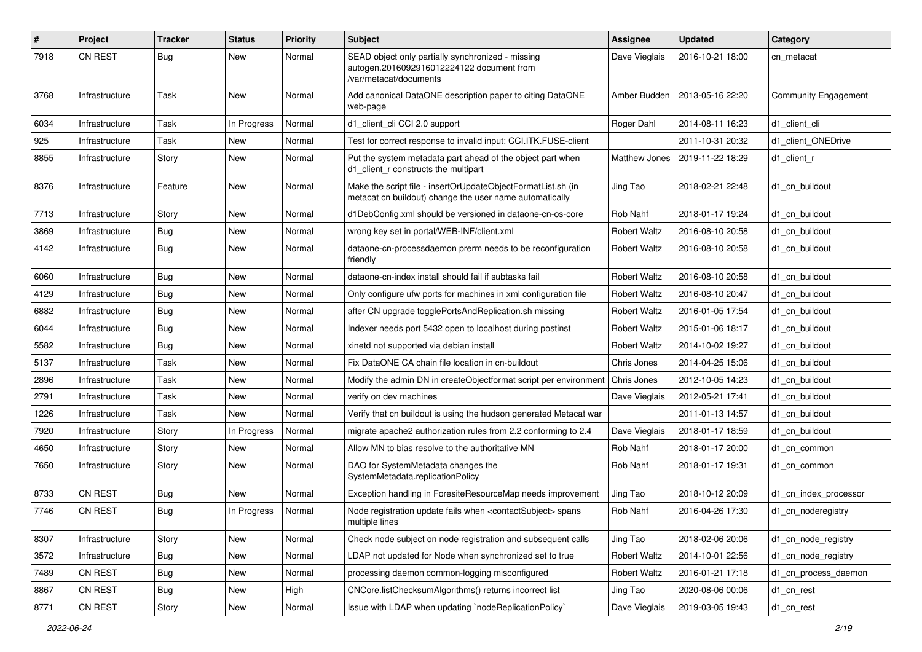| # | Project | Tracker | Status | Priority | Subject | Assignee | Updated | Category |
|---|---|---|---|---|---|---|---|---|
| 7918 | CN REST | Bug | New | Normal | SEAD object only partially synchronized - missing autogen.2016092916012224122 document from /var/metacat/documents | Dave Vieglais | 2016-10-21 18:00 | cn_metacat |
| 3768 | Infrastructure | Task | New | Normal | Add canonical DataONE description paper to citing DataONE web-page | Amber Budden | 2013-05-16 22:20 | Community Engagement |
| 6034 | Infrastructure | Task | In Progress | Normal | d1_client_cli CCI 2.0 support | Roger Dahl | 2014-08-11 16:23 | d1_client_cli |
| 925 | Infrastructure | Task | New | Normal | Test for correct response to invalid input: CCI.ITK.FUSE-client | | 2011-10-31 20:32 | d1_client_ONEDrive |
| 8855 | Infrastructure | Story | New | Normal | Put the system metadata part ahead of the object part when d1_client_r constructs the multipart | Matthew Jones | 2019-11-22 18:29 | d1_client_r |
| 8376 | Infrastructure | Feature | New | Normal | Make the script file - insertOrUpdateObjectFormatList.sh (in metacat cn buildout) change the user name automatically | Jing Tao | 2018-02-21 22:48 | d1_cn_buildout |
| 7713 | Infrastructure | Story | New | Normal | d1DebConfig.xml should be versioned in dataone-cn-os-core | Rob Nahf | 2018-01-17 19:24 | d1_cn_buildout |
| 3869 | Infrastructure | Bug | New | Normal | wrong key set in portal/WEB-INF/client.xml | Robert Waltz | 2016-08-10 20:58 | d1_cn_buildout |
| 4142 | Infrastructure | Bug | New | Normal | dataone-cn-processdaemon prerm needs to be reconfiguration friendly | Robert Waltz | 2016-08-10 20:58 | d1_cn_buildout |
| 6060 | Infrastructure | Bug | New | Normal | dataone-cn-index install should fail if subtasks fail | Robert Waltz | 2016-08-10 20:58 | d1_cn_buildout |
| 4129 | Infrastructure | Bug | New | Normal | Only configure ufw ports for machines in xml configuration file | Robert Waltz | 2016-08-10 20:47 | d1_cn_buildout |
| 6882 | Infrastructure | Bug | New | Normal | after CN upgrade togglePortsAndReplication.sh missing | Robert Waltz | 2016-01-05 17:54 | d1_cn_buildout |
| 6044 | Infrastructure | Bug | New | Normal | Indexer needs port 5432 open to localhost during postinst | Robert Waltz | 2015-01-06 18:17 | d1_cn_buildout |
| 5582 | Infrastructure | Bug | New | Normal | xinetd not supported via debian install | Robert Waltz | 2014-10-02 19:27 | d1_cn_buildout |
| 5137 | Infrastructure | Task | New | Normal | Fix DataONE CA chain file location in cn-buildout | Chris Jones | 2014-04-25 15:06 | d1_cn_buildout |
| 2896 | Infrastructure | Task | New | Normal | Modify the admin DN in createObjectformat script per environment | Chris Jones | 2012-10-05 14:23 | d1_cn_buildout |
| 2791 | Infrastructure | Task | New | Normal | verify on dev machines | Dave Vieglais | 2012-05-21 17:41 | d1_cn_buildout |
| 1226 | Infrastructure | Task | New | Normal | Verify that cn buildout is using the hudson generated Metacat war | | 2011-01-13 14:57 | d1_cn_buildout |
| 7920 | Infrastructure | Story | In Progress | Normal | migrate apache2 authorization rules from 2.2 conforming to 2.4 | Dave Vieglais | 2018-01-17 18:59 | d1_cn_buildout |
| 4650 | Infrastructure | Story | New | Normal | Allow MN to bias resolve to the authoritative MN | Rob Nahf | 2018-01-17 20:00 | d1_cn_common |
| 7650 | Infrastructure | Story | New | Normal | DAO for SystemMetadata changes the SystemMetadata.replicationPolicy | Rob Nahf | 2018-01-17 19:31 | d1_cn_common |
| 8733 | CN REST | Bug | New | Normal | Exception handling in ForesiteResourceMap needs improvement | Jing Tao | 2018-10-12 20:09 | d1_cn_index_processor |
| 7746 | CN REST | Bug | In Progress | Normal | Node registration update fails when <contactSubject> spans multiple lines | Rob Nahf | 2016-04-26 17:30 | d1_cn_noderegistry |
| 8307 | Infrastructure | Story | New | Normal | Check node subject on node registration and subsequent calls | Jing Tao | 2018-02-06 20:06 | d1_cn_node_registry |
| 3572 | Infrastructure | Bug | New | Normal | LDAP not updated for Node when synchronized set to true | Robert Waltz | 2014-10-01 22:56 | d1_cn_node_registry |
| 7489 | CN REST | Bug | New | Normal | processing daemon common-logging misconfigured | Robert Waltz | 2016-01-21 17:18 | d1_cn_process_daemon |
| 8867 | CN REST | Bug | New | High | CNCore.listChecksumAlgorithms() returns incorrect list | Jing Tao | 2020-08-06 00:06 | d1_cn_rest |
| 8771 | CN REST | Story | New | Normal | Issue with LDAP when updating `nodeReplicationPolicy` | Dave Vieglais | 2019-03-05 19:43 | d1_cn_rest |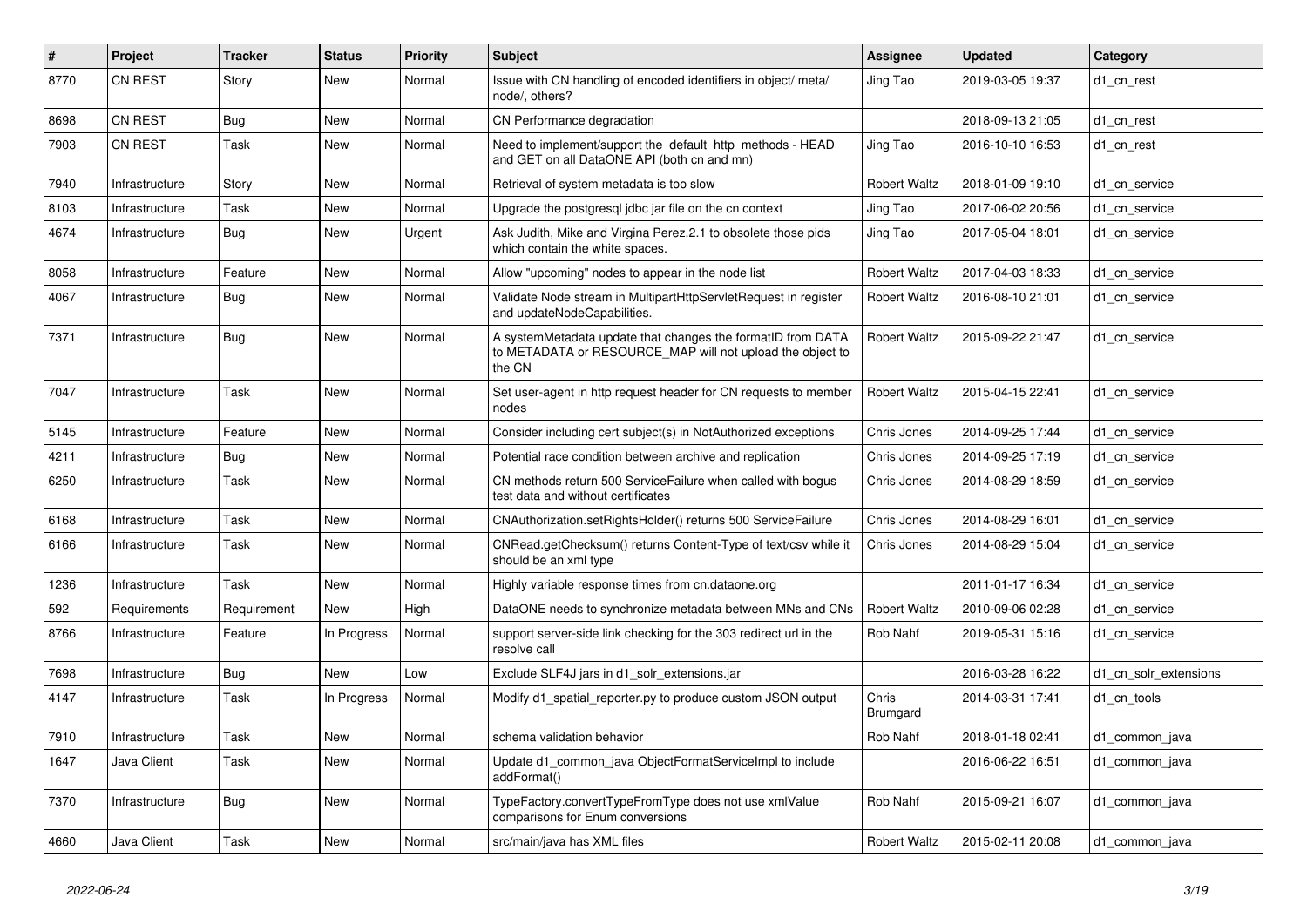| # | Project | Tracker | Status | Priority | Subject | Assignee | Updated | Category |
|---|---|---|---|---|---|---|---|---|
| 8770 | CN REST | Story | New | Normal | Issue with CN handling of encoded identifiers in object/ meta/ node/, others? | Jing Tao | 2019-03-05 19:37 | d1_cn_rest |
| 8698 | CN REST | Bug | New | Normal | CN Performance degradation | | 2018-09-13 21:05 | d1_cn_rest |
| 7903 | CN REST | Task | New | Normal | Need to implement/support the default http methods - HEAD and GET on all DataONE API (both cn and mn) | Jing Tao | 2016-10-10 16:53 | d1_cn_rest |
| 7940 | Infrastructure | Story | New | Normal | Retrieval of system metadata is too slow | Robert Waltz | 2018-01-09 19:10 | d1_cn_service |
| 8103 | Infrastructure | Task | New | Normal | Upgrade the postgresql jdbc jar file on the cn context | Jing Tao | 2017-06-02 20:56 | d1_cn_service |
| 4674 | Infrastructure | Bug | New | Urgent | Ask Judith, Mike and Virgina Perez.2.1 to obsolete those pids which contain the white spaces. | Jing Tao | 2017-05-04 18:01 | d1_cn_service |
| 8058 | Infrastructure | Feature | New | Normal | Allow "upcoming" nodes to appear in the node list | Robert Waltz | 2017-04-03 18:33 | d1_cn_service |
| 4067 | Infrastructure | Bug | New | Normal | Validate Node stream in MultipartHttpServletRequest in register and updateNodeCapabilities. | Robert Waltz | 2016-08-10 21:01 | d1_cn_service |
| 7371 | Infrastructure | Bug | New | Normal | A systemMetadata update that changes the formatID from DATA to METADATA or RESOURCE_MAP will not upload the object to the CN | Robert Waltz | 2015-09-22 21:47 | d1_cn_service |
| 7047 | Infrastructure | Task | New | Normal | Set user-agent in http request header for CN requests to member nodes | Robert Waltz | 2015-04-15 22:41 | d1_cn_service |
| 5145 | Infrastructure | Feature | New | Normal | Consider including cert subject(s) in NotAuthorized exceptions | Chris Jones | 2014-09-25 17:44 | d1_cn_service |
| 4211 | Infrastructure | Bug | New | Normal | Potential race condition between archive and replication | Chris Jones | 2014-09-25 17:19 | d1_cn_service |
| 6250 | Infrastructure | Task | New | Normal | CN methods return 500 ServiceFailure when called with bogus test data and without certificates | Chris Jones | 2014-08-29 18:59 | d1_cn_service |
| 6168 | Infrastructure | Task | New | Normal | CNAuthorization.setRightsHolder() returns 500 ServiceFailure | Chris Jones | 2014-08-29 16:01 | d1_cn_service |
| 6166 | Infrastructure | Task | New | Normal | CNRead.getChecksum() returns Content-Type of text/csv while it should be an xml type | Chris Jones | 2014-08-29 15:04 | d1_cn_service |
| 1236 | Infrastructure | Task | New | Normal | Highly variable response times from cn.dataone.org | | 2011-01-17 16:34 | d1_cn_service |
| 592 | Requirements | Requirement | New | High | DataONE needs to synchronize metadata between MNs and CNs | Robert Waltz | 2010-09-06 02:28 | d1_cn_service |
| 8766 | Infrastructure | Feature | In Progress | Normal | support server-side link checking for the 303 redirect url in the resolve call | Rob Nahf | 2019-05-31 15:16 | d1_cn_service |
| 7698 | Infrastructure | Bug | New | Low | Exclude SLF4J jars in d1_solr_extensions.jar | | 2016-03-28 16:22 | d1_cn_solr_extensions |
| 4147 | Infrastructure | Task | In Progress | Normal | Modify d1_spatial_reporter.py to produce custom JSON output | Chris Brumgard | 2014-03-31 17:41 | d1_cn_tools |
| 7910 | Infrastructure | Task | New | Normal | schema validation behavior | Rob Nahf | 2018-01-18 02:41 | d1_common_java |
| 1647 | Java Client | Task | New | Normal | Update d1_common_java ObjectFormatServiceImpl to include addFormat() | | 2016-06-22 16:51 | d1_common_java |
| 7370 | Infrastructure | Bug | New | Normal | TypeFactory.convertTypeFromType does not use xmlValue comparisons for Enum conversions | Rob Nahf | 2015-09-21 16:07 | d1_common_java |
| 4660 | Java Client | Task | New | Normal | src/main/java has XML files | Robert Waltz | 2015-02-11 20:08 | d1_common_java |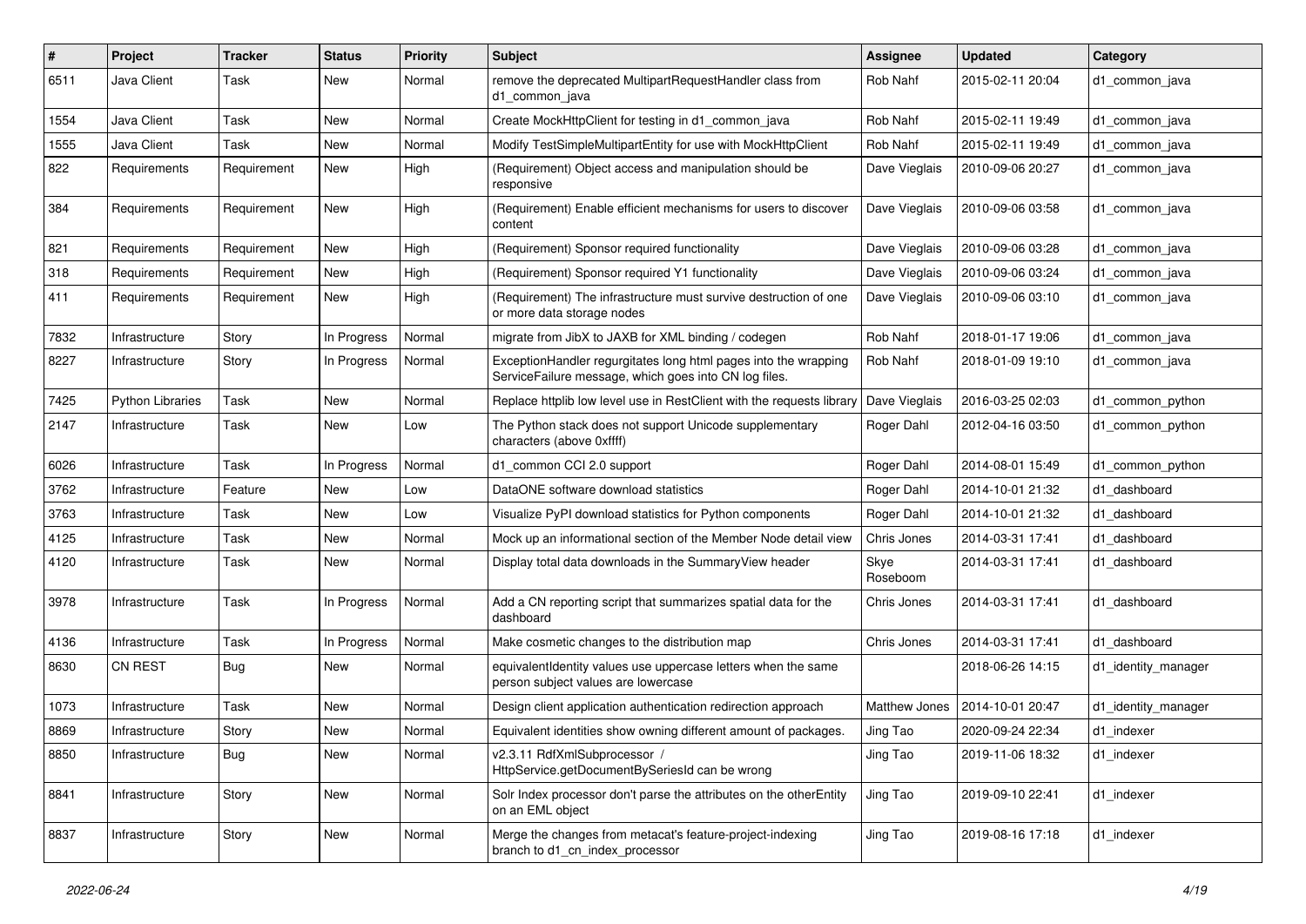| # | Project | Tracker | Status | Priority | Subject | Assignee | Updated | Category |
|---|---|---|---|---|---|---|---|---|
| 6511 | Java Client | Task | New | Normal | remove the deprecated MultipartRequestHandler class from d1_common_java | Rob Nahf | 2015-02-11 20:04 | d1_common_java |
| 1554 | Java Client | Task | New | Normal | Create MockHttpClient for testing in d1_common_java | Rob Nahf | 2015-02-11 19:49 | d1_common_java |
| 1555 | Java Client | Task | New | Normal | Modify TestSimpleMultipartEntity for use with MockHttpClient | Rob Nahf | 2015-02-11 19:49 | d1_common_java |
| 822 | Requirements | Requirement | New | High | (Requirement) Object access and manipulation should be responsive | Dave Vieglais | 2010-09-06 20:27 | d1_common_java |
| 384 | Requirements | Requirement | New | High | (Requirement) Enable efficient mechanisms for users to discover content | Dave Vieglais | 2010-09-06 03:58 | d1_common_java |
| 821 | Requirements | Requirement | New | High | (Requirement) Sponsor required functionality | Dave Vieglais | 2010-09-06 03:28 | d1_common_java |
| 318 | Requirements | Requirement | New | High | (Requirement) Sponsor required Y1 functionality | Dave Vieglais | 2010-09-06 03:24 | d1_common_java |
| 411 | Requirements | Requirement | New | High | (Requirement) The infrastructure must survive destruction of one or more data storage nodes | Dave Vieglais | 2010-09-06 03:10 | d1_common_java |
| 7832 | Infrastructure | Story | In Progress | Normal | migrate from JibX to JAXB for XML binding / codegen | Rob Nahf | 2018-01-17 19:06 | d1_common_java |
| 8227 | Infrastructure | Story | In Progress | Normal | ExceptionHandler regurgitates long html pages into the wrapping ServiceFailure message, which goes into CN log files. | Rob Nahf | 2018-01-09 19:10 | d1_common_java |
| 7425 | Python Libraries | Task | New | Normal | Replace httplib low level use in RestClient with the requests library | Dave Vieglais | 2016-03-25 02:03 | d1_common_python |
| 2147 | Infrastructure | Task | New | Low | The Python stack does not support Unicode supplementary characters (above 0xffff) | Roger Dahl | 2012-04-16 03:50 | d1_common_python |
| 6026 | Infrastructure | Task | In Progress | Normal | d1_common CCI 2.0 support | Roger Dahl | 2014-08-01 15:49 | d1_common_python |
| 3762 | Infrastructure | Feature | New | Low | DataONE software download statistics | Roger Dahl | 2014-10-01 21:32 | d1_dashboard |
| 3763 | Infrastructure | Task | New | Low | Visualize PyPI download statistics for Python components | Roger Dahl | 2014-10-01 21:32 | d1_dashboard |
| 4125 | Infrastructure | Task | New | Normal | Mock up an informational section of the Member Node detail view | Chris Jones | 2014-03-31 17:41 | d1_dashboard |
| 4120 | Infrastructure | Task | New | Normal | Display total data downloads in the SummaryView header | Skye Roseboom | 2014-03-31 17:41 | d1_dashboard |
| 3978 | Infrastructure | Task | In Progress | Normal | Add a CN reporting script that summarizes spatial data for the dashboard | Chris Jones | 2014-03-31 17:41 | d1_dashboard |
| 4136 | Infrastructure | Task | In Progress | Normal | Make cosmetic changes to the distribution map | Chris Jones | 2014-03-31 17:41 | d1_dashboard |
| 8630 | CN REST | Bug | New | Normal | equivalentIdentity values use uppercase letters when the same person subject values are lowercase | | 2018-06-26 14:15 | d1_identity_manager |
| 1073 | Infrastructure | Task | New | Normal | Design client application authentication redirection approach | Matthew Jones | 2014-10-01 20:47 | d1_identity_manager |
| 8869 | Infrastructure | Story | New | Normal | Equivalent identities show owning different amount of packages. | Jing Tao | 2020-09-24 22:34 | d1_indexer |
| 8850 | Infrastructure | Bug | New | Normal | v2.3.11 RdfXmlSubprocessor / HttpService.getDocumentBySeriesId can be wrong | Jing Tao | 2019-11-06 18:32 | d1_indexer |
| 8841 | Infrastructure | Story | New | Normal | Solr Index processor don't parse the attributes on the otherEntity on an EML object | Jing Tao | 2019-09-10 22:41 | d1_indexer |
| 8837 | Infrastructure | Story | New | Normal | Merge the changes from metacat's feature-project-indexing branch to d1_cn_index_processor | Jing Tao | 2019-08-16 17:18 | d1_indexer |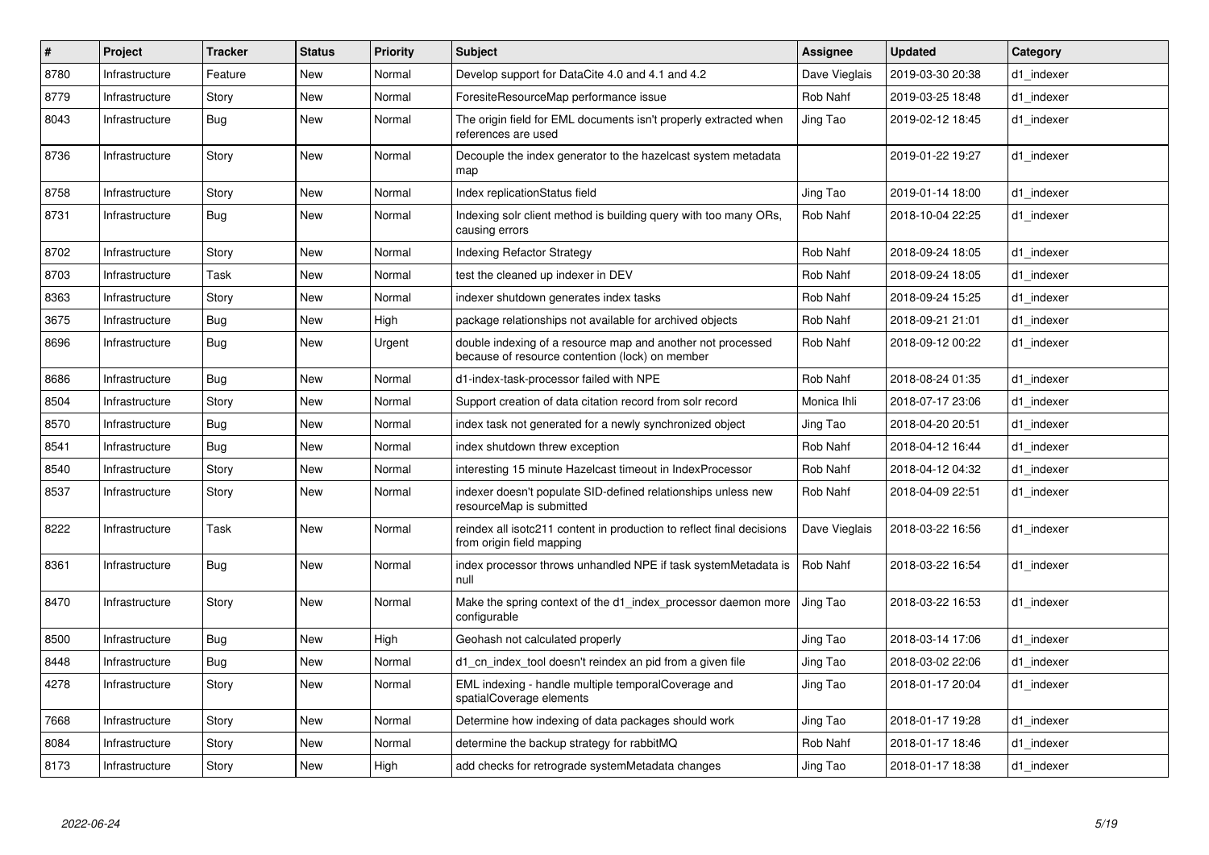| # | Project | Tracker | Status | Priority | Subject | Assignee | Updated | Category |
|---|---|---|---|---|---|---|---|---|
| 8780 | Infrastructure | Feature | New | Normal | Develop support for DataCite 4.0 and 4.1 and 4.2 | Dave Vieglais | 2019-03-30 20:38 | d1_indexer |
| 8779 | Infrastructure | Story | New | Normal | ForesiteResourceMap performance issue | Rob Nahf | 2019-03-25 18:48 | d1_indexer |
| 8043 | Infrastructure | Bug | New | Normal | The origin field for EML documents isn't properly extracted when references are used | Jing Tao | 2019-02-12 18:45 | d1_indexer |
| 8736 | Infrastructure | Story | New | Normal | Decouple the index generator to the hazelcast system metadata map | | 2019-01-22 19:27 | d1_indexer |
| 8758 | Infrastructure | Story | New | Normal | Index replicationStatus field | Jing Tao | 2019-01-14 18:00 | d1_indexer |
| 8731 | Infrastructure | Bug | New | Normal | Indexing solr client method is building query with too many ORs, causing errors | Rob Nahf | 2018-10-04 22:25 | d1_indexer |
| 8702 | Infrastructure | Story | New | Normal | Indexing Refactor Strategy | Rob Nahf | 2018-09-24 18:05 | d1_indexer |
| 8703 | Infrastructure | Task | New | Normal | test the cleaned up indexer in DEV | Rob Nahf | 2018-09-24 18:05 | d1_indexer |
| 8363 | Infrastructure | Story | New | Normal | indexer shutdown generates index tasks | Rob Nahf | 2018-09-24 15:25 | d1_indexer |
| 3675 | Infrastructure | Bug | New | High | package relationships not available for archived objects | Rob Nahf | 2018-09-21 21:01 | d1_indexer |
| 8696 | Infrastructure | Bug | New | Urgent | double indexing of a resource map and another not processed because of resource contention (lock) on member | Rob Nahf | 2018-09-12 00:22 | d1_indexer |
| 8686 | Infrastructure | Bug | New | Normal | d1-index-task-processor failed with NPE | Rob Nahf | 2018-08-24 01:35 | d1_indexer |
| 8504 | Infrastructure | Story | New | Normal | Support creation of data citation record from solr record | Monica Ihli | 2018-07-17 23:06 | d1_indexer |
| 8570 | Infrastructure | Bug | New | Normal | index task not generated for a newly synchronized object | Jing Tao | 2018-04-20 20:51 | d1_indexer |
| 8541 | Infrastructure | Bug | New | Normal | index shutdown threw exception | Rob Nahf | 2018-04-12 16:44 | d1_indexer |
| 8540 | Infrastructure | Story | New | Normal | interesting 15 minute Hazelcast timeout in IndexProcessor | Rob Nahf | 2018-04-12 04:32 | d1_indexer |
| 8537 | Infrastructure | Story | New | Normal | indexer doesn't populate SID-defined relationships unless new resourceMap is submitted | Rob Nahf | 2018-04-09 22:51 | d1_indexer |
| 8222 | Infrastructure | Task | New | Normal | reindex all isotc211 content in production to reflect final decisions from origin field mapping | Dave Vieglais | 2018-03-22 16:56 | d1_indexer |
| 8361 | Infrastructure | Bug | New | Normal | index processor throws unhandled NPE if task systemMetadata is null | Rob Nahf | 2018-03-22 16:54 | d1_indexer |
| 8470 | Infrastructure | Story | New | Normal | Make the spring context of the d1_index_processor daemon more configurable | Jing Tao | 2018-03-22 16:53 | d1_indexer |
| 8500 | Infrastructure | Bug | New | High | Geohash not calculated properly | Jing Tao | 2018-03-14 17:06 | d1_indexer |
| 8448 | Infrastructure | Bug | New | Normal | d1_cn_index_tool doesn't reindex an pid from a given file | Jing Tao | 2018-03-02 22:06 | d1_indexer |
| 4278 | Infrastructure | Story | New | Normal | EML indexing - handle multiple temporalCoverage and spatialCoverage elements | Jing Tao | 2018-01-17 20:04 | d1_indexer |
| 7668 | Infrastructure | Story | New | Normal | Determine how indexing of data packages should work | Jing Tao | 2018-01-17 19:28 | d1_indexer |
| 8084 | Infrastructure | Story | New | Normal | determine the backup strategy for rabbitMQ | Rob Nahf | 2018-01-17 18:46 | d1_indexer |
| 8173 | Infrastructure | Story | New | High | add checks for retrograde systemMetadata changes | Jing Tao | 2018-01-17 18:38 | d1_indexer |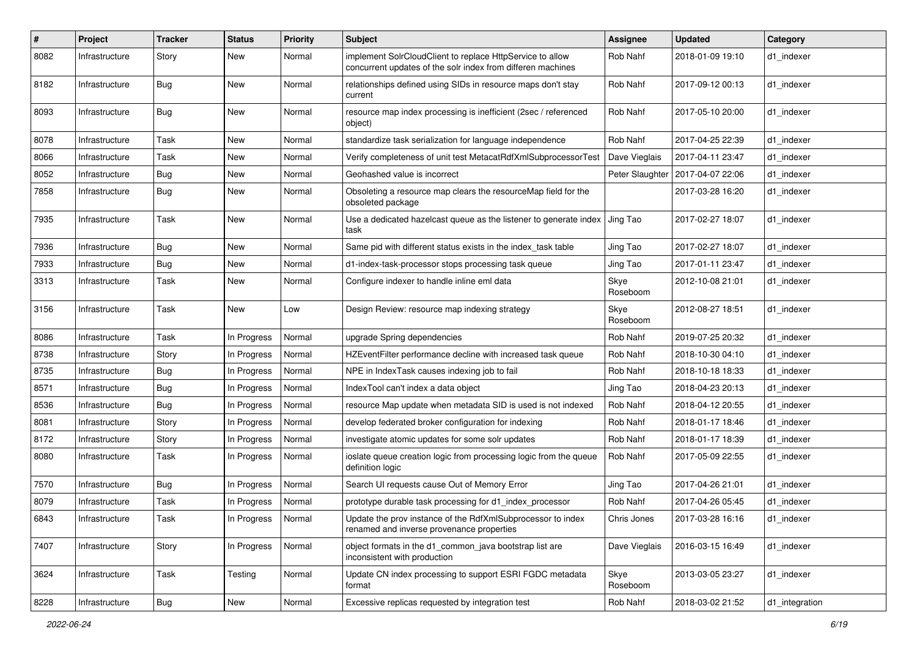| # | Project | Tracker | Status | Priority | Subject | Assignee | Updated | Category |
|---|---|---|---|---|---|---|---|---|
| 8082 | Infrastructure | Story | New | Normal | implement SolrCloudClient to replace HttpService to allow concurrent updates of the solr index from differen machines | Rob Nahf | 2018-01-09 19:10 | d1_indexer |
| 8182 | Infrastructure | Bug | New | Normal | relationships defined using SIDs in resource maps don't stay current | Rob Nahf | 2017-09-12 00:13 | d1_indexer |
| 8093 | Infrastructure | Bug | New | Normal | resource map index processing is inefficient (2sec / referenced object) | Rob Nahf | 2017-05-10 20:00 | d1_indexer |
| 8078 | Infrastructure | Task | New | Normal | standardize task serialization for language independence | Rob Nahf | 2017-04-25 22:39 | d1_indexer |
| 8066 | Infrastructure | Task | New | Normal | Verify completeness of unit test MetacatRdfXmlSubprocessorTest | Dave Vieglais | 2017-04-11 23:47 | d1_indexer |
| 8052 | Infrastructure | Bug | New | Normal | Geohashed value is incorrect | Peter Slaughter | 2017-04-07 22:06 | d1_indexer |
| 7858 | Infrastructure | Bug | New | Normal | Obsoleting a resource map clears the resourceMap field for the obsoleted package | | 2017-03-28 16:20 | d1_indexer |
| 7935 | Infrastructure | Task | New | Normal | Use a dedicated hazelcast queue as the listener to generate index task | Jing Tao | 2017-02-27 18:07 | d1_indexer |
| 7936 | Infrastructure | Bug | New | Normal | Same pid with different status exists in the index_task table | Jing Tao | 2017-02-27 18:07 | d1_indexer |
| 7933 | Infrastructure | Bug | New | Normal | d1-index-task-processor stops processing task queue | Jing Tao | 2017-01-11 23:47 | d1_indexer |
| 3313 | Infrastructure | Task | New | Normal | Configure indexer to handle inline eml data | Skye Roseboom | 2012-10-08 21:01 | d1_indexer |
| 3156 | Infrastructure | Task | New | Low | Design Review: resource map indexing strategy | Skye Roseboom | 2012-08-27 18:51 | d1_indexer |
| 8086 | Infrastructure | Task | In Progress | Normal | upgrade Spring dependencies | Rob Nahf | 2019-07-25 20:32 | d1_indexer |
| 8738 | Infrastructure | Story | In Progress | Normal | HZEventFilter performance decline with increased task queue | Rob Nahf | 2018-10-30 04:10 | d1_indexer |
| 8735 | Infrastructure | Bug | In Progress | Normal | NPE in IndexTask causes indexing job to fail | Rob Nahf | 2018-10-18 18:33 | d1_indexer |
| 8571 | Infrastructure | Bug | In Progress | Normal | IndexTool can't index a data object | Jing Tao | 2018-04-23 20:13 | d1_indexer |
| 8536 | Infrastructure | Bug | In Progress | Normal | resource Map update when metadata SID is used is not indexed | Rob Nahf | 2018-04-12 20:55 | d1_indexer |
| 8081 | Infrastructure | Story | In Progress | Normal | develop federated broker configuration for indexing | Rob Nahf | 2018-01-17 18:46 | d1_indexer |
| 8172 | Infrastructure | Story | In Progress | Normal | investigate atomic updates for some solr updates | Rob Nahf | 2018-01-17 18:39 | d1_indexer |
| 8080 | Infrastructure | Task | In Progress | Normal | ioslate queue creation logic from processing logic from the queue definition logic | Rob Nahf | 2017-05-09 22:55 | d1_indexer |
| 7570 | Infrastructure | Bug | In Progress | Normal | Search UI requests cause Out of Memory Error | Jing Tao | 2017-04-26 21:01 | d1_indexer |
| 8079 | Infrastructure | Task | In Progress | Normal | prototype durable task processing for d1_index_processor | Rob Nahf | 2017-04-26 05:45 | d1_indexer |
| 6843 | Infrastructure | Task | In Progress | Normal | Update the prov instance of the RdfXmlSubprocessor to index renamed and inverse provenance properties | Chris Jones | 2017-03-28 16:16 | d1_indexer |
| 7407 | Infrastructure | Story | In Progress | Normal | object formats in the d1_common_java bootstrap list are inconsistent with production | Dave Vieglais | 2016-03-15 16:49 | d1_indexer |
| 3624 | Infrastructure | Task | Testing | Normal | Update CN index processing to support ESRI FGDC metadata format | Skye Roseboom | 2013-03-05 23:27 | d1_indexer |
| 8228 | Infrastructure | Bug | New | Normal | Excessive replicas requested by integration test | Rob Nahf | 2018-03-02 21:52 | d1_integration |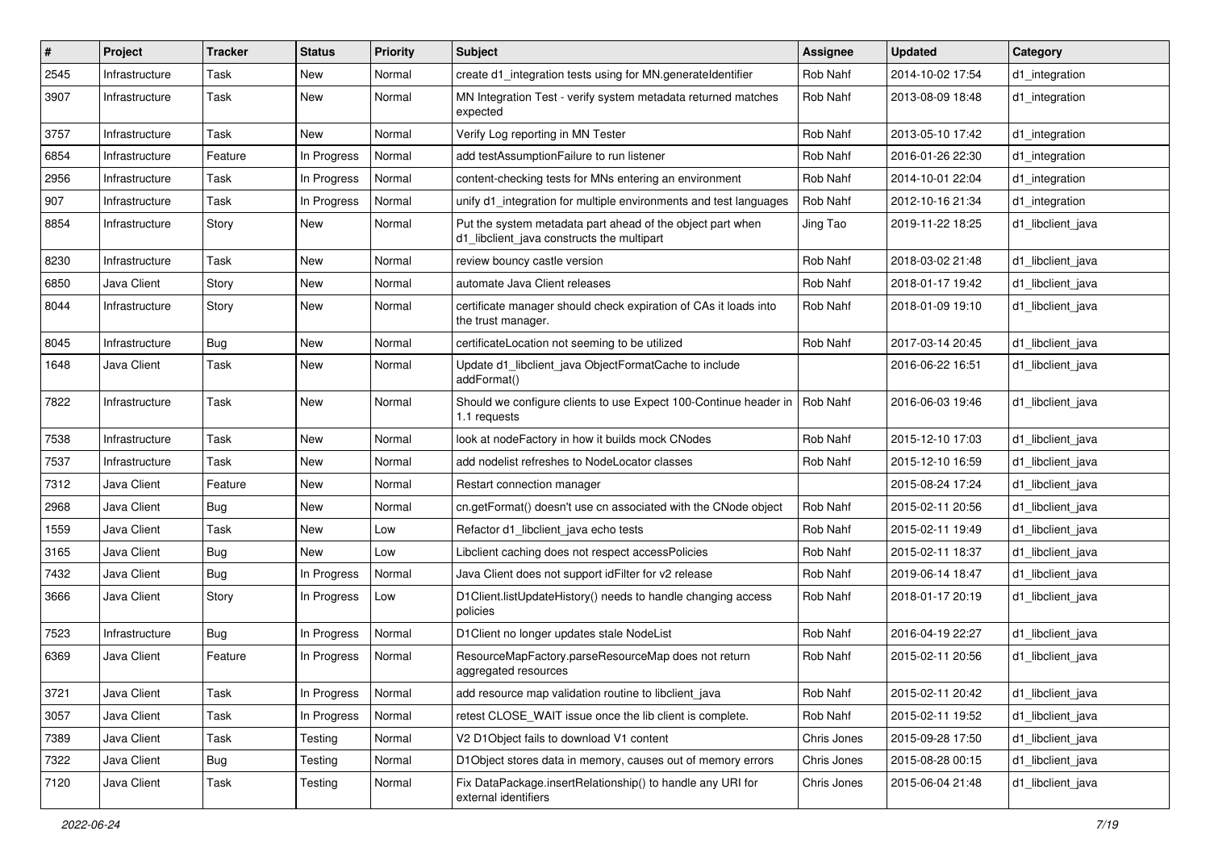| # | Project | Tracker | Status | Priority | Subject | Assignee | Updated | Category |
|---|---|---|---|---|---|---|---|---|
| 2545 | Infrastructure | Task | New | Normal | create d1_integration tests using for MN.generateIdentifier | Rob Nahf | 2014-10-02 17:54 | d1_integration |
| 3907 | Infrastructure | Task | New | Normal | MN Integration Test - verify system metadata returned matches expected | Rob Nahf | 2013-08-09 18:48 | d1_integration |
| 3757 | Infrastructure | Task | New | Normal | Verify Log reporting in MN Tester | Rob Nahf | 2013-05-10 17:42 | d1_integration |
| 6854 | Infrastructure | Feature | In Progress | Normal | add testAssumptionFailure to run listener | Rob Nahf | 2016-01-26 22:30 | d1_integration |
| 2956 | Infrastructure | Task | In Progress | Normal | content-checking tests for MNs entering an environment | Rob Nahf | 2014-10-01 22:04 | d1_integration |
| 907 | Infrastructure | Task | In Progress | Normal | unify d1_integration for multiple environments and test languages | Rob Nahf | 2012-10-16 21:34 | d1_integration |
| 8854 | Infrastructure | Story | New | Normal | Put the system metadata part ahead of the object part when d1_libclient_java constructs the multipart | Jing Tao | 2019-11-22 18:25 | d1_libclient_java |
| 8230 | Infrastructure | Task | New | Normal | review bouncy castle version | Rob Nahf | 2018-03-02 21:48 | d1_libclient_java |
| 6850 | Java Client | Story | New | Normal | automate Java Client releases | Rob Nahf | 2018-01-17 19:42 | d1_libclient_java |
| 8044 | Infrastructure | Story | New | Normal | certificate manager should check expiration of CAs it loads into the trust manager. | Rob Nahf | 2018-01-09 19:10 | d1_libclient_java |
| 8045 | Infrastructure | Bug | New | Normal | certificateLocation not seeming to be utilized | Rob Nahf | 2017-03-14 20:45 | d1_libclient_java |
| 1648 | Java Client | Task | New | Normal | Update d1_libclient_java ObjectFormatCache to include addFormat() | | 2016-06-22 16:51 | d1_libclient_java |
| 7822 | Infrastructure | Task | New | Normal | Should we configure clients to use Expect 100-Continue header in 1.1 requests | Rob Nahf | 2016-06-03 19:46 | d1_libclient_java |
| 7538 | Infrastructure | Task | New | Normal | look at nodeFactory in how it builds mock CNodes | Rob Nahf | 2015-12-10 17:03 | d1_libclient_java |
| 7537 | Infrastructure | Task | New | Normal | add nodelist refreshes to NodeLocator classes | Rob Nahf | 2015-12-10 16:59 | d1_libclient_java |
| 7312 | Java Client | Feature | New | Normal | Restart connection manager | | 2015-08-24 17:24 | d1_libclient_java |
| 2968 | Java Client | Bug | New | Normal | cn.getFormat() doesn't use cn associated with the CNode object | Rob Nahf | 2015-02-11 20:56 | d1_libclient_java |
| 1559 | Java Client | Task | New | Low | Refactor d1_libclient_java echo tests | Rob Nahf | 2015-02-11 19:49 | d1_libclient_java |
| 3165 | Java Client | Bug | New | Low | Libclient caching does not respect accessPolicies | Rob Nahf | 2015-02-11 18:37 | d1_libclient_java |
| 7432 | Java Client | Bug | In Progress | Normal | Java Client does not support idFilter for v2 release | Rob Nahf | 2019-06-14 18:47 | d1_libclient_java |
| 3666 | Java Client | Story | In Progress | Low | D1Client.listUpdateHistory() needs to handle changing access policies | Rob Nahf | 2018-01-17 20:19 | d1_libclient_java |
| 7523 | Infrastructure | Bug | In Progress | Normal | D1Client no longer updates stale NodeList | Rob Nahf | 2016-04-19 22:27 | d1_libclient_java |
| 6369 | Java Client | Feature | In Progress | Normal | ResourceMapFactory.parseResourceMap does not return aggregated resources | Rob Nahf | 2015-02-11 20:56 | d1_libclient_java |
| 3721 | Java Client | Task | In Progress | Normal | add resource map validation routine to libclient_java | Rob Nahf | 2015-02-11 20:42 | d1_libclient_java |
| 3057 | Java Client | Task | In Progress | Normal | retest CLOSE_WAIT issue once the lib client is complete. | Rob Nahf | 2015-02-11 19:52 | d1_libclient_java |
| 7389 | Java Client | Task | Testing | Normal | V2 D1Object fails to download V1 content | Chris Jones | 2015-09-28 17:50 | d1_libclient_java |
| 7322 | Java Client | Bug | Testing | Normal | D1Object stores data in memory, causes out of memory errors | Chris Jones | 2015-08-28 00:15 | d1_libclient_java |
| 7120 | Java Client | Task | Testing | Normal | Fix DataPackage.insertRelationship() to handle any URI for external identifiers | Chris Jones | 2015-06-04 21:48 | d1_libclient_java |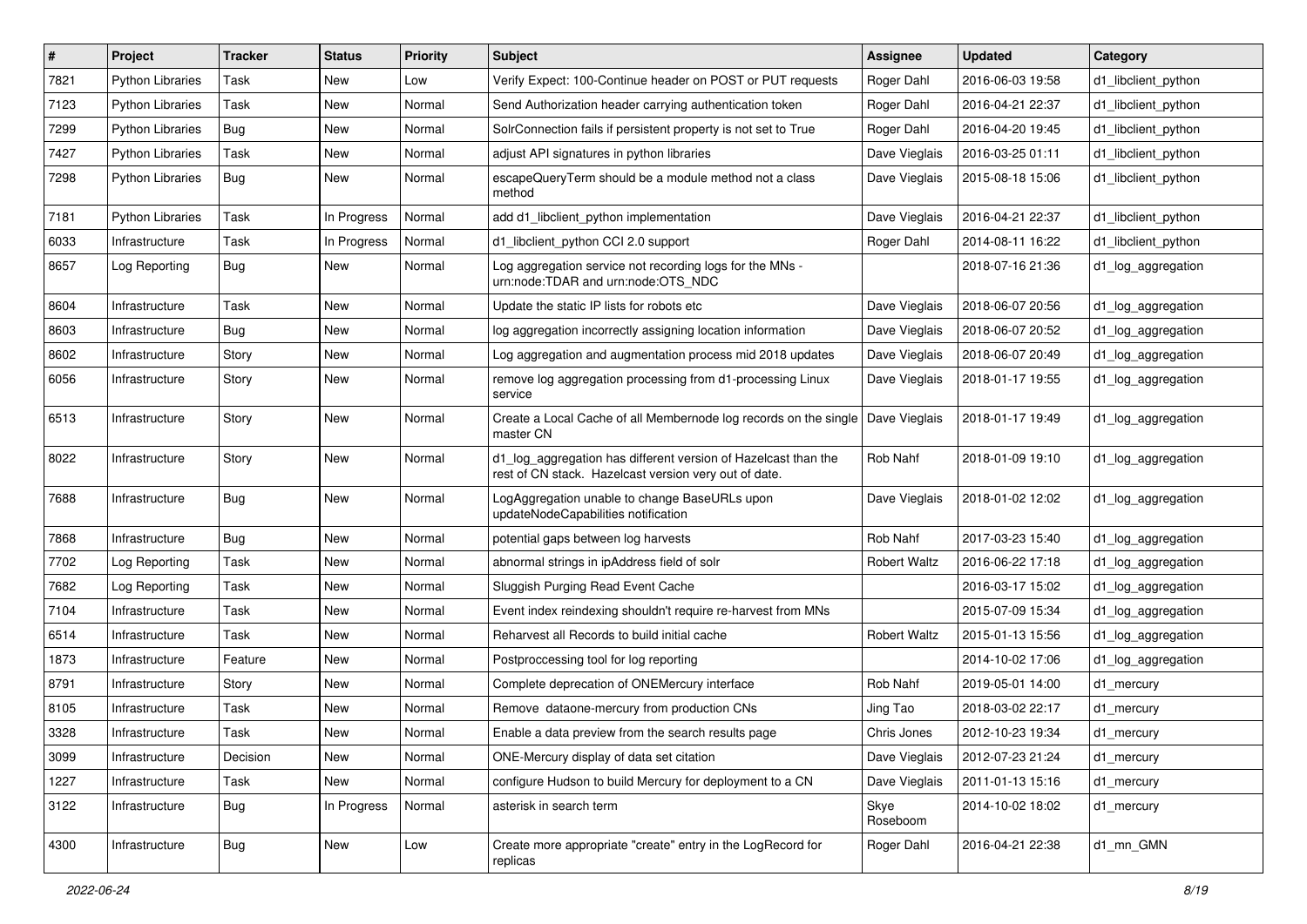| # | Project | Tracker | Status | Priority | Subject | Assignee | Updated | Category |
|---|---|---|---|---|---|---|---|---|
| 7821 | Python Libraries | Task | New | Low | Verify Expect: 100-Continue header on POST or PUT requests | Roger Dahl | 2016-06-03 19:58 | d1_libclient_python |
| 7123 | Python Libraries | Task | New | Normal | Send Authorization header carrying authentication token | Roger Dahl | 2016-04-21 22:37 | d1_libclient_python |
| 7299 | Python Libraries | Bug | New | Normal | SolrConnection fails if persistent property is not set to True | Roger Dahl | 2016-04-20 19:45 | d1_libclient_python |
| 7427 | Python Libraries | Task | New | Normal | adjust API signatures in python libraries | Dave Vieglais | 2016-03-25 01:11 | d1_libclient_python |
| 7298 | Python Libraries | Bug | New | Normal | escapeQueryTerm should be a module method not a class method | Dave Vieglais | 2015-08-18 15:06 | d1_libclient_python |
| 7181 | Python Libraries | Task | In Progress | Normal | add d1_libclient_python implementation | Dave Vieglais | 2016-04-21 22:37 | d1_libclient_python |
| 6033 | Infrastructure | Task | In Progress | Normal | d1_libclient_python CCI 2.0 support | Roger Dahl | 2014-08-11 16:22 | d1_libclient_python |
| 8657 | Log Reporting | Bug | New | Normal | Log aggregation service not recording logs for the MNs - urn:node:TDAR and urn:node:OTS_NDC | | 2018-07-16 21:36 | d1_log_aggregation |
| 8604 | Infrastructure | Task | New | Normal | Update the static IP lists for robots etc | Dave Vieglais | 2018-06-07 20:56 | d1_log_aggregation |
| 8603 | Infrastructure | Bug | New | Normal | log aggregation incorrectly assigning location information | Dave Vieglais | 2018-06-07 20:52 | d1_log_aggregation |
| 8602 | Infrastructure | Story | New | Normal | Log aggregation and augmentation process mid 2018 updates | Dave Vieglais | 2018-06-07 20:49 | d1_log_aggregation |
| 6056 | Infrastructure | Story | New | Normal | remove log aggregation processing from d1-processing Linux service | Dave Vieglais | 2018-01-17 19:55 | d1_log_aggregation |
| 6513 | Infrastructure | Story | New | Normal | Create a Local Cache of all Membernode log records on the single master CN | Dave Vieglais | 2018-01-17 19:49 | d1_log_aggregation |
| 8022 | Infrastructure | Story | New | Normal | d1_log_aggregation has different version of Hazelcast than the rest of CN stack. Hazelcast version very out of date. | Rob Nahf | 2018-01-09 19:10 | d1_log_aggregation |
| 7688 | Infrastructure | Bug | New | Normal | LogAggregation unable to change BaseURLs upon updateNodeCapabilities notification | Dave Vieglais | 2018-01-02 12:02 | d1_log_aggregation |
| 7868 | Infrastructure | Bug | New | Normal | potential gaps between log harvests | Rob Nahf | 2017-03-23 15:40 | d1_log_aggregation |
| 7702 | Log Reporting | Task | New | Normal | abnormal strings in ipAddress field of solr | Robert Waltz | 2016-06-22 17:18 | d1_log_aggregation |
| 7682 | Log Reporting | Task | New | Normal | Sluggish Purging Read Event Cache | | 2016-03-17 15:02 | d1_log_aggregation |
| 7104 | Infrastructure | Task | New | Normal | Event index reindexing shouldn't require re-harvest from MNs | | 2015-07-09 15:34 | d1_log_aggregation |
| 6514 | Infrastructure | Task | New | Normal | Reharvest all Records to build initial cache | Robert Waltz | 2015-01-13 15:56 | d1_log_aggregation |
| 1873 | Infrastructure | Feature | New | Normal | Postproccessing tool for log reporting | | 2014-10-02 17:06 | d1_log_aggregation |
| 8791 | Infrastructure | Story | New | Normal | Complete deprecation of ONEMercury interface | Rob Nahf | 2019-05-01 14:00 | d1_mercury |
| 8105 | Infrastructure | Task | New | Normal | Remove dataone-mercury from production CNs | Jing Tao | 2018-03-02 22:17 | d1_mercury |
| 3328 | Infrastructure | Task | New | Normal | Enable a data preview from the search results page | Chris Jones | 2012-10-23 19:34 | d1_mercury |
| 3099 | Infrastructure | Decision | New | Normal | ONE-Mercury display of data set citation | Dave Vieglais | 2012-07-23 21:24 | d1_mercury |
| 1227 | Infrastructure | Task | New | Normal | configure Hudson to build Mercury for deployment to a CN | Dave Vieglais | 2011-01-13 15:16 | d1_mercury |
| 3122 | Infrastructure | Bug | In Progress | Normal | asterisk in search term | Skye Roseboom | 2014-10-02 18:02 | d1_mercury |
| 4300 | Infrastructure | Bug | New | Low | Create more appropriate "create" entry in the LogRecord for replicas | Roger Dahl | 2016-04-21 22:38 | d1_mn_GMN |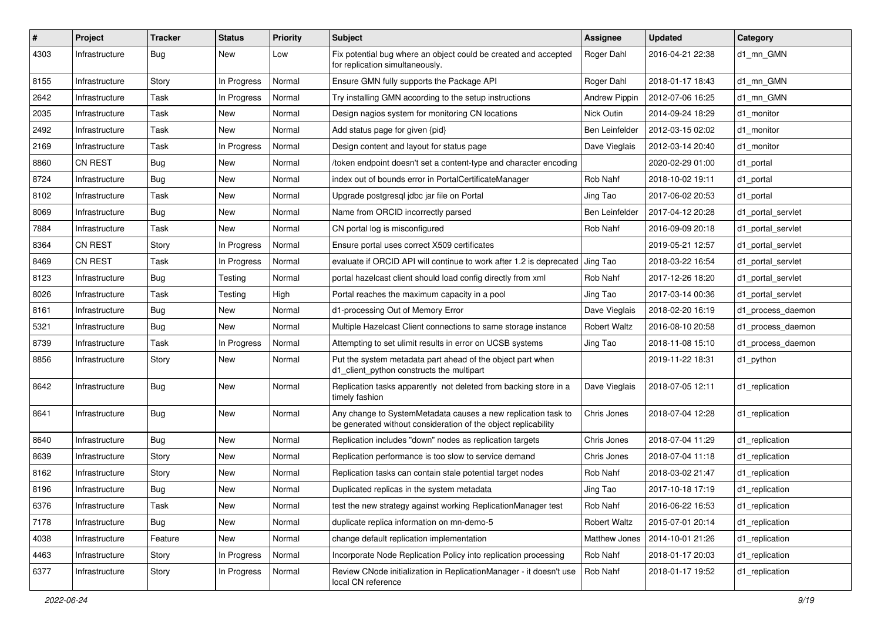| # | Project | Tracker | Status | Priority | Subject | Assignee | Updated | Category |
|---|---|---|---|---|---|---|---|---|
| 4303 | Infrastructure | Bug | New | Low | Fix potential bug where an object could be created and accepted for replication simultaneously. | Roger Dahl | 2016-04-21 22:38 | d1_mn_GMN |
| 8155 | Infrastructure | Story | In Progress | Normal | Ensure GMN fully supports the Package API | Roger Dahl | 2018-01-17 18:43 | d1_mn_GMN |
| 2642 | Infrastructure | Task | In Progress | Normal | Try installing GMN according to the setup instructions | Andrew Pippin | 2012-07-06 16:25 | d1_mn_GMN |
| 2035 | Infrastructure | Task | New | Normal | Design nagios system for monitoring CN locations | Nick Outin | 2014-09-24 18:29 | d1_monitor |
| 2492 | Infrastructure | Task | New | Normal | Add status page for given {pid} | Ben Leinfelder | 2012-03-15 02:02 | d1_monitor |
| 2169 | Infrastructure | Task | In Progress | Normal | Design content and layout for status page | Dave Vieglais | 2012-03-14 20:40 | d1_monitor |
| 8860 | CN REST | Bug | New | Normal | /token endpoint doesn't set a content-type and character encoding | | 2020-02-29 01:00 | d1_portal |
| 8724 | Infrastructure | Bug | New | Normal | index out of bounds error in PortalCertificateManager | Rob Nahf | 2018-10-02 19:11 | d1_portal |
| 8102 | Infrastructure | Task | New | Normal | Upgrade postgresql jdbc jar file on Portal | Jing Tao | 2017-06-02 20:53 | d1_portal |
| 8069 | Infrastructure | Bug | New | Normal | Name from ORCID incorrectly parsed | Ben Leinfelder | 2017-04-12 20:28 | d1_portal_servlet |
| 7884 | Infrastructure | Task | New | Normal | CN portal log is misconfigured | Rob Nahf | 2016-09-09 20:18 | d1_portal_servlet |
| 8364 | CN REST | Story | In Progress | Normal | Ensure portal uses correct X509 certificates | | 2019-05-21 12:57 | d1_portal_servlet |
| 8469 | CN REST | Task | In Progress | Normal | evaluate if ORCID API will continue to work after 1.2 is deprecated | Jing Tao | 2018-03-22 16:54 | d1_portal_servlet |
| 8123 | Infrastructure | Bug | Testing | Normal | portal hazelcast client should load config directly from xml | Rob Nahf | 2017-12-26 18:20 | d1_portal_servlet |
| 8026 | Infrastructure | Task | Testing | High | Portal reaches the maximum capacity in a pool | Jing Tao | 2017-03-14 00:36 | d1_portal_servlet |
| 8161 | Infrastructure | Bug | New | Normal | d1-processing Out of Memory Error | Dave Vieglais | 2018-02-20 16:19 | d1_process_daemon |
| 5321 | Infrastructure | Bug | New | Normal | Multiple Hazelcast Client connections to same storage instance | Robert Waltz | 2016-08-10 20:58 | d1_process_daemon |
| 8739 | Infrastructure | Task | In Progress | Normal | Attempting to set ulimit results in error on UCSB systems | Jing Tao | 2018-11-08 15:10 | d1_process_daemon |
| 8856 | Infrastructure | Story | New | Normal | Put the system metadata part ahead of the object part when d1_client_python constructs the multipart | | 2019-11-22 18:31 | d1_python |
| 8642 | Infrastructure | Bug | New | Normal | Replication tasks apparently not deleted from backing store in a timely fashion | Dave Vieglais | 2018-07-05 12:11 | d1_replication |
| 8641 | Infrastructure | Bug | New | Normal | Any change to SystemMetadata causes a new replication task to be generated without consideration of the object replicability | Chris Jones | 2018-07-04 12:28 | d1_replication |
| 8640 | Infrastructure | Bug | New | Normal | Replication includes "down" nodes as replication targets | Chris Jones | 2018-07-04 11:29 | d1_replication |
| 8639 | Infrastructure | Story | New | Normal | Replication performance is too slow to service demand | Chris Jones | 2018-07-04 11:18 | d1_replication |
| 8162 | Infrastructure | Story | New | Normal | Replication tasks can contain stale potential target nodes | Rob Nahf | 2018-03-02 21:47 | d1_replication |
| 8196 | Infrastructure | Bug | New | Normal | Duplicated replicas in the system metadata | Jing Tao | 2017-10-18 17:19 | d1_replication |
| 6376 | Infrastructure | Task | New | Normal | test the new strategy against working ReplicationManager test | Rob Nahf | 2016-06-22 16:53 | d1_replication |
| 7178 | Infrastructure | Bug | New | Normal | duplicate replica information on mn-demo-5 | Robert Waltz | 2015-07-01 20:14 | d1_replication |
| 4038 | Infrastructure | Feature | New | Normal | change default replication implementation | Matthew Jones | 2014-10-01 21:26 | d1_replication |
| 4463 | Infrastructure | Story | In Progress | Normal | Incorporate Node Replication Policy into replication processing | Rob Nahf | 2018-01-17 20:03 | d1_replication |
| 6377 | Infrastructure | Story | In Progress | Normal | Review CNode initialization in ReplicationManager - it doesn't use local CN reference | Rob Nahf | 2018-01-17 19:52 | d1_replication |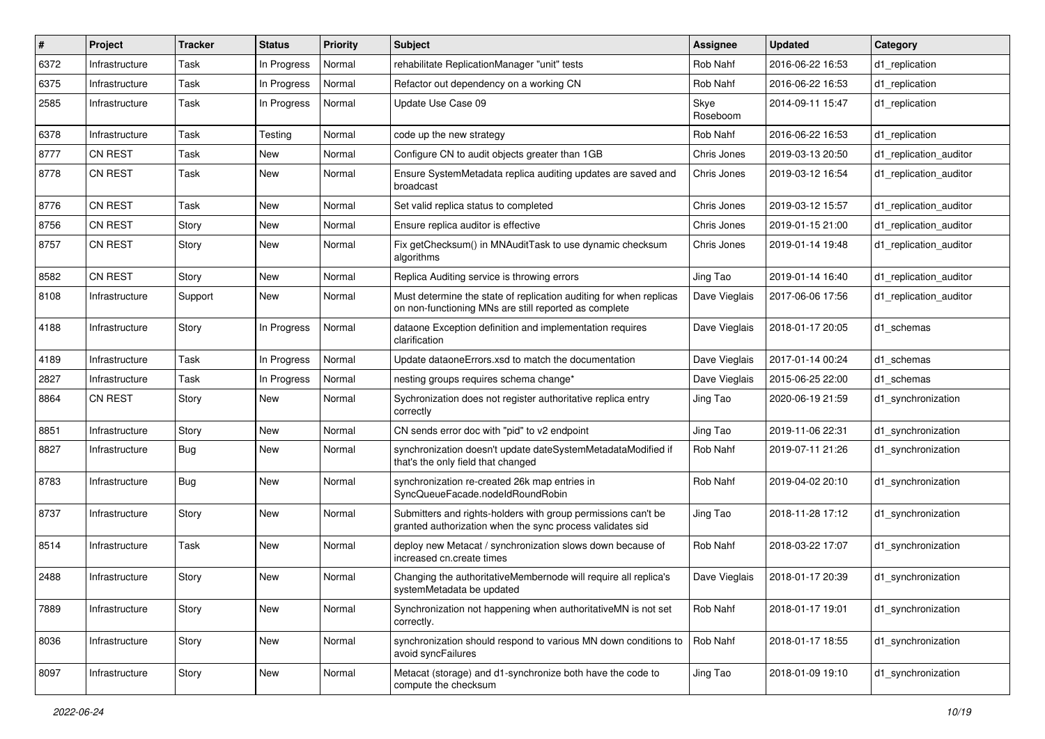| # | Project | Tracker | Status | Priority | Subject | Assignee | Updated | Category |
|---|---|---|---|---|---|---|---|---|
| 6372 | Infrastructure | Task | In Progress | Normal | rehabilitate ReplicationManager "unit" tests | Rob Nahf | 2016-06-22 16:53 | d1_replication |
| 6375 | Infrastructure | Task | In Progress | Normal | Refactor out dependency on a working CN | Rob Nahf | 2016-06-22 16:53 | d1_replication |
| 2585 | Infrastructure | Task | In Progress | Normal | Update Use Case 09 | Skye Roseboom | 2014-09-11 15:47 | d1_replication |
| 6378 | Infrastructure | Task | Testing | Normal | code up the new strategy | Rob Nahf | 2016-06-22 16:53 | d1_replication |
| 8777 | CN REST | Task | New | Normal | Configure CN to audit objects greater than 1GB | Chris Jones | 2019-03-13 20:50 | d1_replication_auditor |
| 8778 | CN REST | Task | New | Normal | Ensure SystemMetadata replica auditing updates are saved and broadcast | Chris Jones | 2019-03-12 16:54 | d1_replication_auditor |
| 8776 | CN REST | Task | New | Normal | Set valid replica status to completed | Chris Jones | 2019-03-12 15:57 | d1_replication_auditor |
| 8756 | CN REST | Story | New | Normal | Ensure replica auditor is effective | Chris Jones | 2019-01-15 21:00 | d1_replication_auditor |
| 8757 | CN REST | Story | New | Normal | Fix getChecksum() in MNAuditTask to use dynamic checksum algorithms | Chris Jones | 2019-01-14 19:48 | d1_replication_auditor |
| 8582 | CN REST | Story | New | Normal | Replica Auditing service is throwing errors | Jing Tao | 2019-01-14 16:40 | d1_replication_auditor |
| 8108 | Infrastructure | Support | New | Normal | Must determine the state of replication auditing for when replicas on non-functioning MNs are still reported as complete | Dave Vieglais | 2017-06-06 17:56 | d1_replication_auditor |
| 4188 | Infrastructure | Story | In Progress | Normal | dataone Exception definition and implementation requires clarification | Dave Vieglais | 2018-01-17 20:05 | d1_schemas |
| 4189 | Infrastructure | Task | In Progress | Normal | Update dataoneErrors.xsd to match the documentation | Dave Vieglais | 2017-01-14 00:24 | d1_schemas |
| 2827 | Infrastructure | Task | In Progress | Normal | nesting groups requires schema change* | Dave Vieglais | 2015-06-25 22:00 | d1_schemas |
| 8864 | CN REST | Story | New | Normal | Sychronization does not register authoritative replica entry correctly | Jing Tao | 2020-06-19 21:59 | d1_synchronization |
| 8851 | Infrastructure | Story | New | Normal | CN sends error doc with "pid" to v2 endpoint | Jing Tao | 2019-11-06 22:31 | d1_synchronization |
| 8827 | Infrastructure | Bug | New | Normal | synchronization doesn't update dateSystemMetadataModified if that's the only field that changed | Rob Nahf | 2019-07-11 21:26 | d1_synchronization |
| 8783 | Infrastructure | Bug | New | Normal | synchronization re-created 26k map entries in SyncQueueFacade.nodeIdRoundRobin | Rob Nahf | 2019-04-02 20:10 | d1_synchronization |
| 8737 | Infrastructure | Story | New | Normal | Submitters and rights-holders with group permissions can't be granted authorization when the sync process validates sid | Jing Tao | 2018-11-28 17:12 | d1_synchronization |
| 8514 | Infrastructure | Task | New | Normal | deploy new Metacat / synchronization slows down because of increased cn.create times | Rob Nahf | 2018-03-22 17:07 | d1_synchronization |
| 2488 | Infrastructure | Story | New | Normal | Changing the authoritativeMembernode will require all replica's systemMetadata be updated | Dave Vieglais | 2018-01-17 20:39 | d1_synchronization |
| 7889 | Infrastructure | Story | New | Normal | Synchronization not happening when authoritativeMN is not set correctly. | Rob Nahf | 2018-01-17 19:01 | d1_synchronization |
| 8036 | Infrastructure | Story | New | Normal | synchronization should respond to various MN down conditions to avoid syncFailures | Rob Nahf | 2018-01-17 18:55 | d1_synchronization |
| 8097 | Infrastructure | Story | New | Normal | Metacat (storage) and d1-synchronize both have the code to compute the checksum | Jing Tao | 2018-01-09 19:10 | d1_synchronization |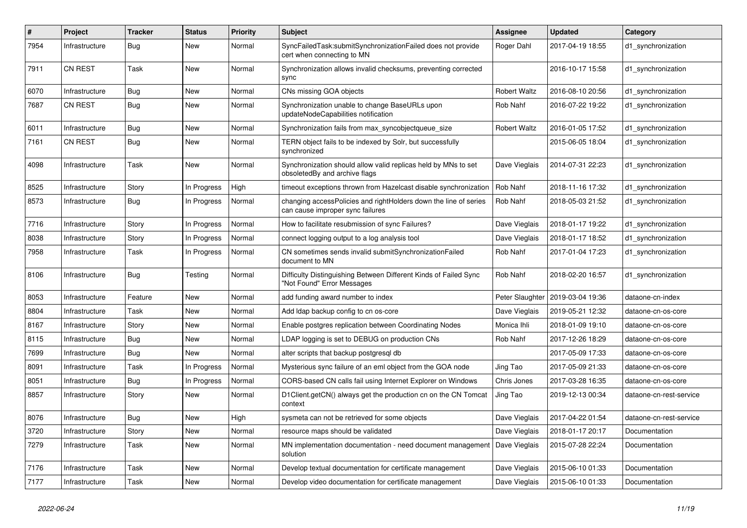| # | Project | Tracker | Status | Priority | Subject | Assignee | Updated | Category |
|---|---|---|---|---|---|---|---|---|
| 7954 | Infrastructure | Bug | New | Normal | SyncFailedTask:submitSynchronizationFailed does not provide cert when connecting to MN | Roger Dahl | 2017-04-19 18:55 | d1_synchronization |
| 7911 | CN REST | Task | New | Normal | Synchronization allows invalid checksums, preventing corrected sync | | 2016-10-17 15:58 | d1_synchronization |
| 6070 | Infrastructure | Bug | New | Normal | CNs missing GOA objects | Robert Waltz | 2016-08-10 20:56 | d1_synchronization |
| 7687 | CN REST | Bug | New | Normal | Synchronization unable to change BaseURLs upon updateNodeCapabilities notification | Rob Nahf | 2016-07-22 19:22 | d1_synchronization |
| 6011 | Infrastructure | Bug | New | Normal | Synchronization fails from max_syncobjectqueue_size | Robert Waltz | 2016-01-05 17:52 | d1_synchronization |
| 7161 | CN REST | Bug | New | Normal | TERN object fails to be indexed by Solr, but successfully synchronized | | 2015-06-05 18:04 | d1_synchronization |
| 4098 | Infrastructure | Task | New | Normal | Synchronization should allow valid replicas held by MNs to set obsoletedBy and archive flags | Dave Vieglais | 2014-07-31 22:23 | d1_synchronization |
| 8525 | Infrastructure | Story | In Progress | High | timeout exceptions thrown from Hazelcast disable synchronization | Rob Nahf | 2018-11-16 17:32 | d1_synchronization |
| 8573 | Infrastructure | Bug | In Progress | Normal | changing accessPolicies and rightHolders down the line of series can cause improper sync failures | Rob Nahf | 2018-05-03 21:52 | d1_synchronization |
| 7716 | Infrastructure | Story | In Progress | Normal | How to facilitate resubmission of sync Failures? | Dave Vieglais | 2018-01-17 19:22 | d1_synchronization |
| 8038 | Infrastructure | Story | In Progress | Normal | connect logging output to a log analysis tool | Dave Vieglais | 2018-01-17 18:52 | d1_synchronization |
| 7958 | Infrastructure | Task | In Progress | Normal | CN sometimes sends invalid submitSynchronizationFailed document to MN | Rob Nahf | 2017-01-04 17:23 | d1_synchronization |
| 8106 | Infrastructure | Bug | Testing | Normal | Difficulty Distinguishing Between Different Kinds of Failed Sync "Not Found" Error Messages | Rob Nahf | 2018-02-20 16:57 | d1_synchronization |
| 8053 | Infrastructure | Feature | New | Normal | add funding award number to index | Peter Slaughter | 2019-03-04 19:36 | dataone-cn-index |
| 8804 | Infrastructure | Task | New | Normal | Add ldap backup config to cn os-core | Dave Vieglais | 2019-05-21 12:32 | dataone-cn-os-core |
| 8167 | Infrastructure | Story | New | Normal | Enable postgres replication between Coordinating Nodes | Monica Ihli | 2018-01-09 19:10 | dataone-cn-os-core |
| 8115 | Infrastructure | Bug | New | Normal | LDAP logging is set to DEBUG on production CNs | Rob Nahf | 2017-12-26 18:29 | dataone-cn-os-core |
| 7699 | Infrastructure | Bug | New | Normal | alter scripts that backup postgresql db | | 2017-05-09 17:33 | dataone-cn-os-core |
| 8091 | Infrastructure | Task | In Progress | Normal | Mysterious sync failure of an eml object from the GOA node | Jing Tao | 2017-05-09 21:33 | dataone-cn-os-core |
| 8051 | Infrastructure | Bug | In Progress | Normal | CORS-based CN calls fail using Internet Explorer on Windows | Chris Jones | 2017-03-28 16:35 | dataone-cn-os-core |
| 8857 | Infrastructure | Story | New | Normal | D1Client.getCN() always get the production cn on the CN Tomcat context | Jing Tao | 2019-12-13 00:34 | dataone-cn-rest-service |
| 8076 | Infrastructure | Bug | New | High | sysmeta can not be retrieved for some objects | Dave Vieglais | 2017-04-22 01:54 | dataone-cn-rest-service |
| 3720 | Infrastructure | Story | New | Normal | resource maps should be validated | Dave Vieglais | 2018-01-17 20:17 | Documentation |
| 7279 | Infrastructure | Task | New | Normal | MN implementation documentation - need document management solution | Dave Vieglais | 2015-07-28 22:24 | Documentation |
| 7176 | Infrastructure | Task | New | Normal | Develop textual documentation for certificate management | Dave Vieglais | 2015-06-10 01:33 | Documentation |
| 7177 | Infrastructure | Task | New | Normal | Develop video documentation for certificate management | Dave Vieglais | 2015-06-10 01:33 | Documentation |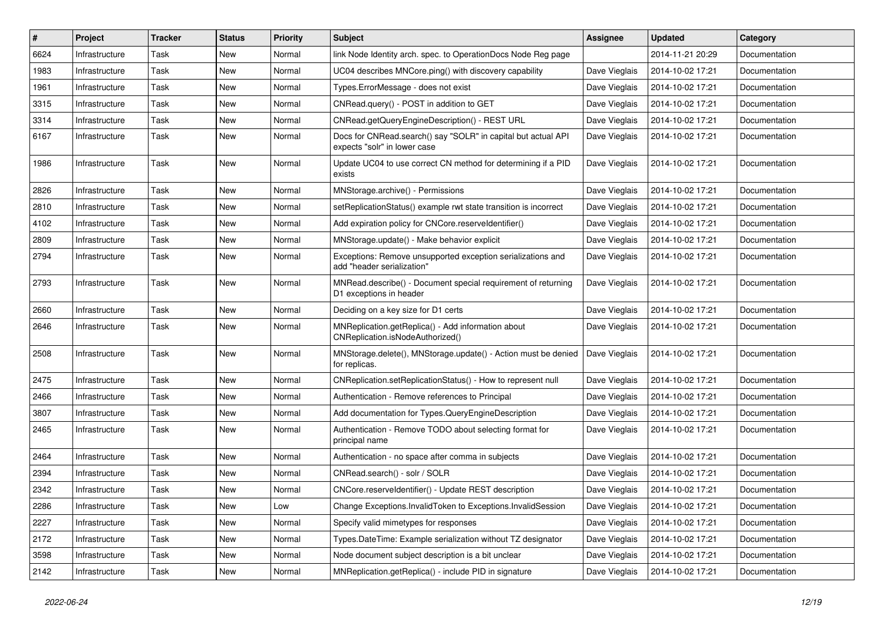| # | Project | Tracker | Status | Priority | Subject | Assignee | Updated | Category |
|---|---|---|---|---|---|---|---|---|
| 6624 | Infrastructure | Task | New | Normal | link Node Identity arch. spec. to OperationDocs Node Reg page | | 2014-11-21 20:29 | Documentation |
| 1983 | Infrastructure | Task | New | Normal | UC04 describes MNCore.ping() with discovery capability | Dave Vieglais | 2014-10-02 17:21 | Documentation |
| 1961 | Infrastructure | Task | New | Normal | Types.ErrorMessage - does not exist | Dave Vieglais | 2014-10-02 17:21 | Documentation |
| 3315 | Infrastructure | Task | New | Normal | CNRead.query() - POST in addition to GET | Dave Vieglais | 2014-10-02 17:21 | Documentation |
| 3314 | Infrastructure | Task | New | Normal | CNRead.getQueryEngineDescription() - REST URL | Dave Vieglais | 2014-10-02 17:21 | Documentation |
| 6167 | Infrastructure | Task | New | Normal | Docs for CNRead.search() say "SOLR" in capital but actual API expects "solr" in lower case | Dave Vieglais | 2014-10-02 17:21 | Documentation |
| 1986 | Infrastructure | Task | New | Normal | Update UC04 to use correct CN method for determining if a PID exists | Dave Vieglais | 2014-10-02 17:21 | Documentation |
| 2826 | Infrastructure | Task | New | Normal | MNStorage.archive() - Permissions | Dave Vieglais | 2014-10-02 17:21 | Documentation |
| 2810 | Infrastructure | Task | New | Normal | setReplicationStatus() example rwt state transition is incorrect | Dave Vieglais | 2014-10-02 17:21 | Documentation |
| 4102 | Infrastructure | Task | New | Normal | Add expiration policy for CNCore.reserveIdentifier() | Dave Vieglais | 2014-10-02 17:21 | Documentation |
| 2809 | Infrastructure | Task | New | Normal | MNStorage.update() - Make behavior explicit | Dave Vieglais | 2014-10-02 17:21 | Documentation |
| 2794 | Infrastructure | Task | New | Normal | Exceptions: Remove unsupported exception serializations and add "header serialization" | Dave Vieglais | 2014-10-02 17:21 | Documentation |
| 2793 | Infrastructure | Task | New | Normal | MNRead.describe() - Document special requirement of returning D1 exceptions in header | Dave Vieglais | 2014-10-02 17:21 | Documentation |
| 2660 | Infrastructure | Task | New | Normal | Deciding on a key size for D1 certs | Dave Vieglais | 2014-10-02 17:21 | Documentation |
| 2646 | Infrastructure | Task | New | Normal | MNReplication.getReplica() - Add information about CNReplication.isNodeAuthorized() | Dave Vieglais | 2014-10-02 17:21 | Documentation |
| 2508 | Infrastructure | Task | New | Normal | MNStorage.delete(), MNStorage.update() - Action must be denied for replicas. | Dave Vieglais | 2014-10-02 17:21 | Documentation |
| 2475 | Infrastructure | Task | New | Normal | CNReplication.setReplicationStatus() - How to represent null | Dave Vieglais | 2014-10-02 17:21 | Documentation |
| 2466 | Infrastructure | Task | New | Normal | Authentication - Remove references to Principal | Dave Vieglais | 2014-10-02 17:21 | Documentation |
| 3807 | Infrastructure | Task | New | Normal | Add documentation for Types.QueryEngineDescription | Dave Vieglais | 2014-10-02 17:21 | Documentation |
| 2465 | Infrastructure | Task | New | Normal | Authentication - Remove TODO about selecting format for principal name | Dave Vieglais | 2014-10-02 17:21 | Documentation |
| 2464 | Infrastructure | Task | New | Normal | Authentication - no space after comma in subjects | Dave Vieglais | 2014-10-02 17:21 | Documentation |
| 2394 | Infrastructure | Task | New | Normal | CNRead.search() - solr / SOLR | Dave Vieglais | 2014-10-02 17:21 | Documentation |
| 2342 | Infrastructure | Task | New | Normal | CNCore.reserveIdentifier() - Update REST description | Dave Vieglais | 2014-10-02 17:21 | Documentation |
| 2286 | Infrastructure | Task | New | Low | Change Exceptions.InvalidToken to Exceptions.InvalidSession | Dave Vieglais | 2014-10-02 17:21 | Documentation |
| 2227 | Infrastructure | Task | New | Normal | Specify valid mimetypes for responses | Dave Vieglais | 2014-10-02 17:21 | Documentation |
| 2172 | Infrastructure | Task | New | Normal | Types.DateTime: Example serialization without TZ designator | Dave Vieglais | 2014-10-02 17:21 | Documentation |
| 3598 | Infrastructure | Task | New | Normal | Node document subject description is a bit unclear | Dave Vieglais | 2014-10-02 17:21 | Documentation |
| 2142 | Infrastructure | Task | New | Normal | MNReplication.getReplica() - include PID in signature | Dave Vieglais | 2014-10-02 17:21 | Documentation |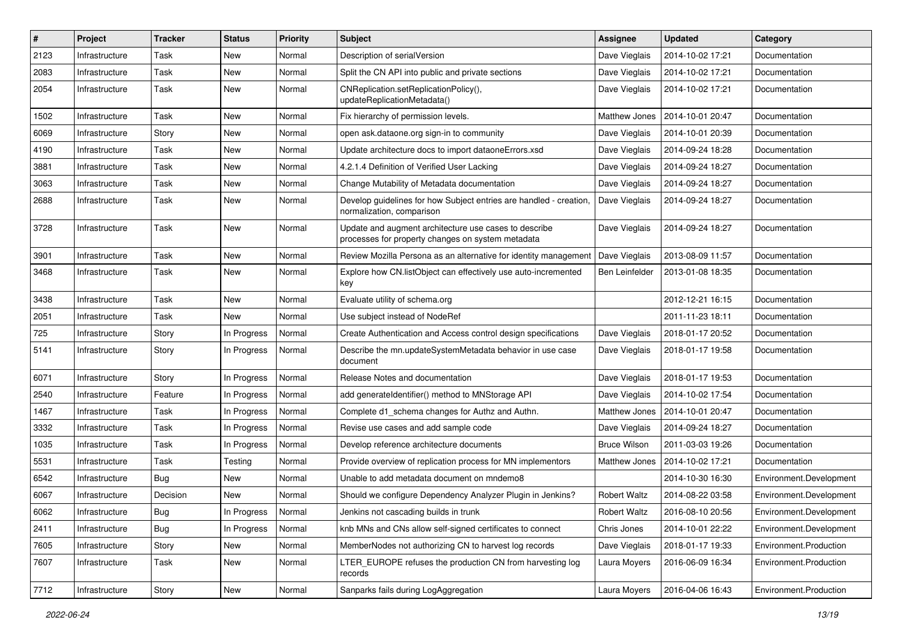| # | Project | Tracker | Status | Priority | Subject | Assignee | Updated | Category |
| --- | --- | --- | --- | --- | --- | --- | --- | --- |
| 2123 | Infrastructure | Task | New | Normal | Description of serialVersion | Dave Vieglais | 2014-10-02 17:21 | Documentation |
| 2083 | Infrastructure | Task | New | Normal | Split the CN API into public and private sections | Dave Vieglais | 2014-10-02 17:21 | Documentation |
| 2054 | Infrastructure | Task | New | Normal | CNReplication.setReplicationPolicy(), updateReplicationMetadata() | Dave Vieglais | 2014-10-02 17:21 | Documentation |
| 1502 | Infrastructure | Task | New | Normal | Fix hierarchy of permission levels. | Matthew Jones | 2014-10-01 20:47 | Documentation |
| 6069 | Infrastructure | Story | New | Normal | open ask.dataone.org sign-in to community | Dave Vieglais | 2014-10-01 20:39 | Documentation |
| 4190 | Infrastructure | Task | New | Normal | Update architecture docs to import dataoneErrors.xsd | Dave Vieglais | 2014-09-24 18:28 | Documentation |
| 3881 | Infrastructure | Task | New | Normal | 4.2.1.4 Definition of Verified User Lacking | Dave Vieglais | 2014-09-24 18:27 | Documentation |
| 3063 | Infrastructure | Task | New | Normal | Change Mutability of Metadata documentation | Dave Vieglais | 2014-09-24 18:27 | Documentation |
| 2688 | Infrastructure | Task | New | Normal | Develop guidelines for how Subject entries are handled - creation, normalization, comparison | Dave Vieglais | 2014-09-24 18:27 | Documentation |
| 3728 | Infrastructure | Task | New | Normal | Update and augment architecture use cases to describe processes for property changes on system metadata | Dave Vieglais | 2014-09-24 18:27 | Documentation |
| 3901 | Infrastructure | Task | New | Normal | Review Mozilla Persona as an alternative for identity management | Dave Vieglais | 2013-08-09 11:57 | Documentation |
| 3468 | Infrastructure | Task | New | Normal | Explore how CN.listObject can effectively use auto-incremented key | Ben Leinfelder | 2013-01-08 18:35 | Documentation |
| 3438 | Infrastructure | Task | New | Normal | Evaluate utility of schema.org | | 2012-12-21 16:15 | Documentation |
| 2051 | Infrastructure | Task | New | Normal | Use subject instead of NodeRef | | 2011-11-23 18:11 | Documentation |
| 725 | Infrastructure | Story | In Progress | Normal | Create Authentication and Access control design specifications | Dave Vieglais | 2018-01-17 20:52 | Documentation |
| 5141 | Infrastructure | Story | In Progress | Normal | Describe the mn.updateSystemMetadata behavior in use case document | Dave Vieglais | 2018-01-17 19:58 | Documentation |
| 6071 | Infrastructure | Story | In Progress | Normal | Release Notes and documentation | Dave Vieglais | 2018-01-17 19:53 | Documentation |
| 2540 | Infrastructure | Feature | In Progress | Normal | add generateIdentifier() method to MNStorage API | Dave Vieglais | 2014-10-02 17:54 | Documentation |
| 1467 | Infrastructure | Task | In Progress | Normal | Complete d1_schema changes for Authz and Authn. | Matthew Jones | 2014-10-01 20:47 | Documentation |
| 3332 | Infrastructure | Task | In Progress | Normal | Revise use cases and add sample code | Dave Vieglais | 2014-09-24 18:27 | Documentation |
| 1035 | Infrastructure | Task | In Progress | Normal | Develop reference architecture documents | Bruce Wilson | 2011-03-03 19:26 | Documentation |
| 5531 | Infrastructure | Task | Testing | Normal | Provide overview of replication process for MN implementors | Matthew Jones | 2014-10-02 17:21 | Documentation |
| 6542 | Infrastructure | Bug | New | Normal | Unable to add metadata document on mndemo8 | | 2014-10-30 16:30 | Environment.Development |
| 6067 | Infrastructure | Decision | New | Normal | Should we configure Dependency Analyzer Plugin in Jenkins? | Robert Waltz | 2014-08-22 03:58 | Environment.Development |
| 6062 | Infrastructure | Bug | In Progress | Normal | Jenkins not cascading builds in trunk | Robert Waltz | 2016-08-10 20:56 | Environment.Development |
| 2411 | Infrastructure | Bug | In Progress | Normal | knb MNs and CNs allow self-signed certificates to connect | Chris Jones | 2014-10-01 22:22 | Environment.Development |
| 7605 | Infrastructure | Story | New | Normal | MemberNodes not authorizing CN to harvest log records | Dave Vieglais | 2018-01-17 19:33 | Environment.Production |
| 7607 | Infrastructure | Task | New | Normal | LTER_EUROPE refuses the production CN from harvesting log records | Laura Moyers | 2016-06-09 16:34 | Environment.Production |
| 7712 | Infrastructure | Story | New | Normal | Sanparks fails during LogAggregation | Laura Moyers | 2016-04-06 16:43 | Environment.Production |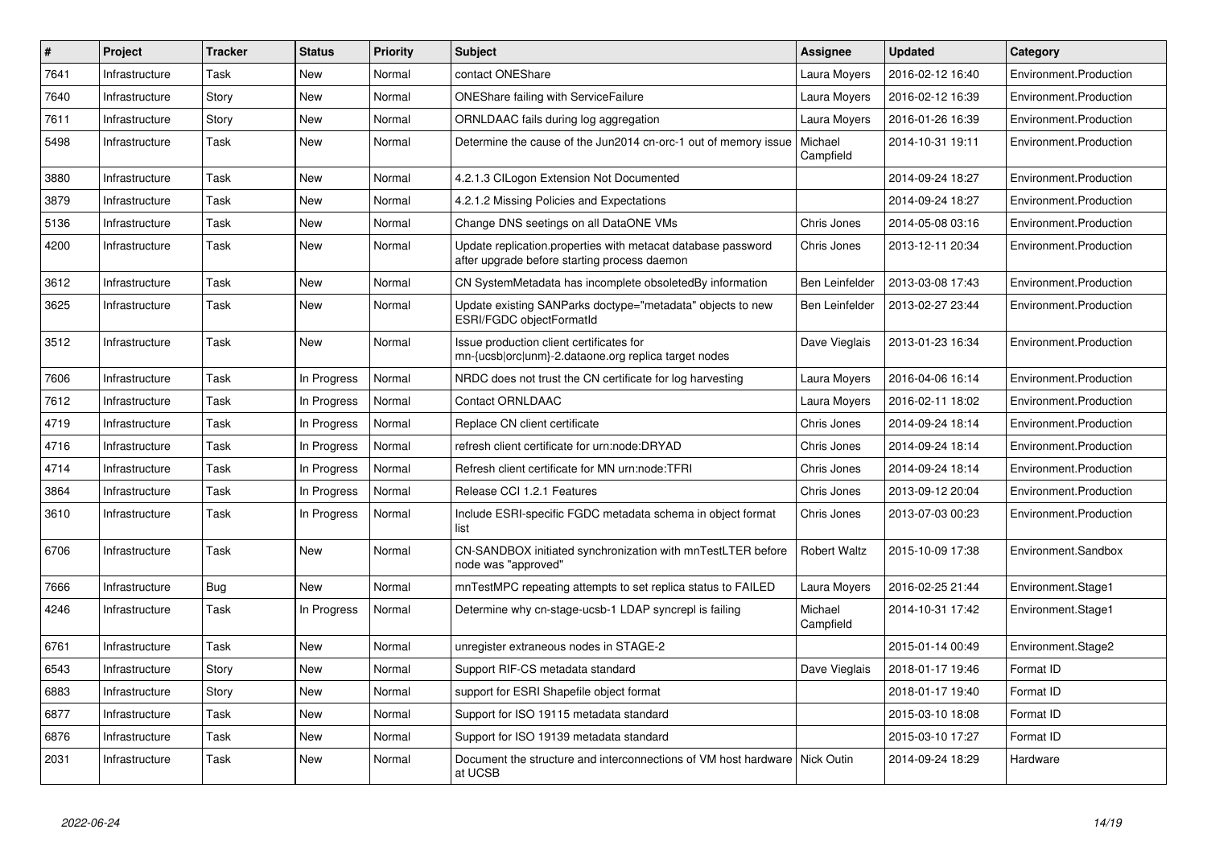| # | Project | Tracker | Status | Priority | Subject | Assignee | Updated | Category |
|---|---|---|---|---|---|---|---|---|
| 7641 | Infrastructure | Task | New | Normal | contact ONEShare | Laura Moyers | 2016-02-12 16:40 | Environment.Production |
| 7640 | Infrastructure | Story | New | Normal | ONEShare failing with ServiceFailure | Laura Moyers | 2016-02-12 16:39 | Environment.Production |
| 7611 | Infrastructure | Story | New | Normal | ORNLDAAC fails during log aggregation | Laura Moyers | 2016-01-26 16:39 | Environment.Production |
| 5498 | Infrastructure | Task | New | Normal | Determine the cause of the Jun2014 cn-orc-1 out of memory issue | Michael Campfield | 2014-10-31 19:11 | Environment.Production |
| 3880 | Infrastructure | Task | New | Normal | 4.2.1.3 CILogon Extension Not Documented | | 2014-09-24 18:27 | Environment.Production |
| 3879 | Infrastructure | Task | New | Normal | 4.2.1.2 Missing Policies and Expectations | | 2014-09-24 18:27 | Environment.Production |
| 5136 | Infrastructure | Task | New | Normal | Change DNS seetings on all DataONE VMs | Chris Jones | 2014-05-08 03:16 | Environment.Production |
| 4200 | Infrastructure | Task | New | Normal | Update replication.properties with metacat database password after upgrade before starting process daemon | Chris Jones | 2013-12-11 20:34 | Environment.Production |
| 3612 | Infrastructure | Task | New | Normal | CN SystemMetadata has incomplete obsoletedBy information | Ben Leinfelder | 2013-03-08 17:43 | Environment.Production |
| 3625 | Infrastructure | Task | New | Normal | Update existing SANParks doctype="metadata" objects to new ESRI/FGDC objectFormatId | Ben Leinfelder | 2013-02-27 23:44 | Environment.Production |
| 3512 | Infrastructure | Task | New | Normal | Issue production client certificates for mn-{ucsb\|orc\|unm}-2.dataone.org replica target nodes | Dave Vieglais | 2013-01-23 16:34 | Environment.Production |
| 7606 | Infrastructure | Task | In Progress | Normal | NRDC does not trust the CN certificate for log harvesting | Laura Moyers | 2016-04-06 16:14 | Environment.Production |
| 7612 | Infrastructure | Task | In Progress | Normal | Contact ORNLDAAC | Laura Moyers | 2016-02-11 18:02 | Environment.Production |
| 4719 | Infrastructure | Task | In Progress | Normal | Replace CN client certificate | Chris Jones | 2014-09-24 18:14 | Environment.Production |
| 4716 | Infrastructure | Task | In Progress | Normal | refresh client certificate for urn:node:DRYAD | Chris Jones | 2014-09-24 18:14 | Environment.Production |
| 4714 | Infrastructure | Task | In Progress | Normal | Refresh client certificate for MN urn:node:TFRI | Chris Jones | 2014-09-24 18:14 | Environment.Production |
| 3864 | Infrastructure | Task | In Progress | Normal | Release CCI 1.2.1 Features | Chris Jones | 2013-09-12 20:04 | Environment.Production |
| 3610 | Infrastructure | Task | In Progress | Normal | Include ESRI-specific FGDC metadata schema in object format list | Chris Jones | 2013-07-03 00:23 | Environment.Production |
| 6706 | Infrastructure | Task | New | Normal | CN-SANDBOX initiated synchronization with mnTestLTER before node was "approved" | Robert Waltz | 2015-10-09 17:38 | Environment.Sandbox |
| 7666 | Infrastructure | Bug | New | Normal | mnTestMPC repeating attempts to set replica status to FAILED | Laura Moyers | 2016-02-25 21:44 | Environment.Stage1 |
| 4246 | Infrastructure | Task | In Progress | Normal | Determine why cn-stage-ucsb-1 LDAP syncrepl is failing | Michael Campfield | 2014-10-31 17:42 | Environment.Stage1 |
| 6761 | Infrastructure | Task | New | Normal | unregister extraneous nodes in STAGE-2 | | 2015-01-14 00:49 | Environment.Stage2 |
| 6543 | Infrastructure | Story | New | Normal | Support RIF-CS metadata standard | Dave Vieglais | 2018-01-17 19:46 | Format ID |
| 6883 | Infrastructure | Story | New | Normal | support for ESRI Shapefile object format | | 2018-01-17 19:40 | Format ID |
| 6877 | Infrastructure | Task | New | Normal | Support for ISO 19115 metadata standard | | 2015-03-10 18:08 | Format ID |
| 6876 | Infrastructure | Task | New | Normal | Support for ISO 19139 metadata standard | | 2015-03-10 17:27 | Format ID |
| 2031 | Infrastructure | Task | New | Normal | Document the structure and interconnections of VM host hardware at UCSB | Nick Outin | 2014-09-24 18:29 | Hardware |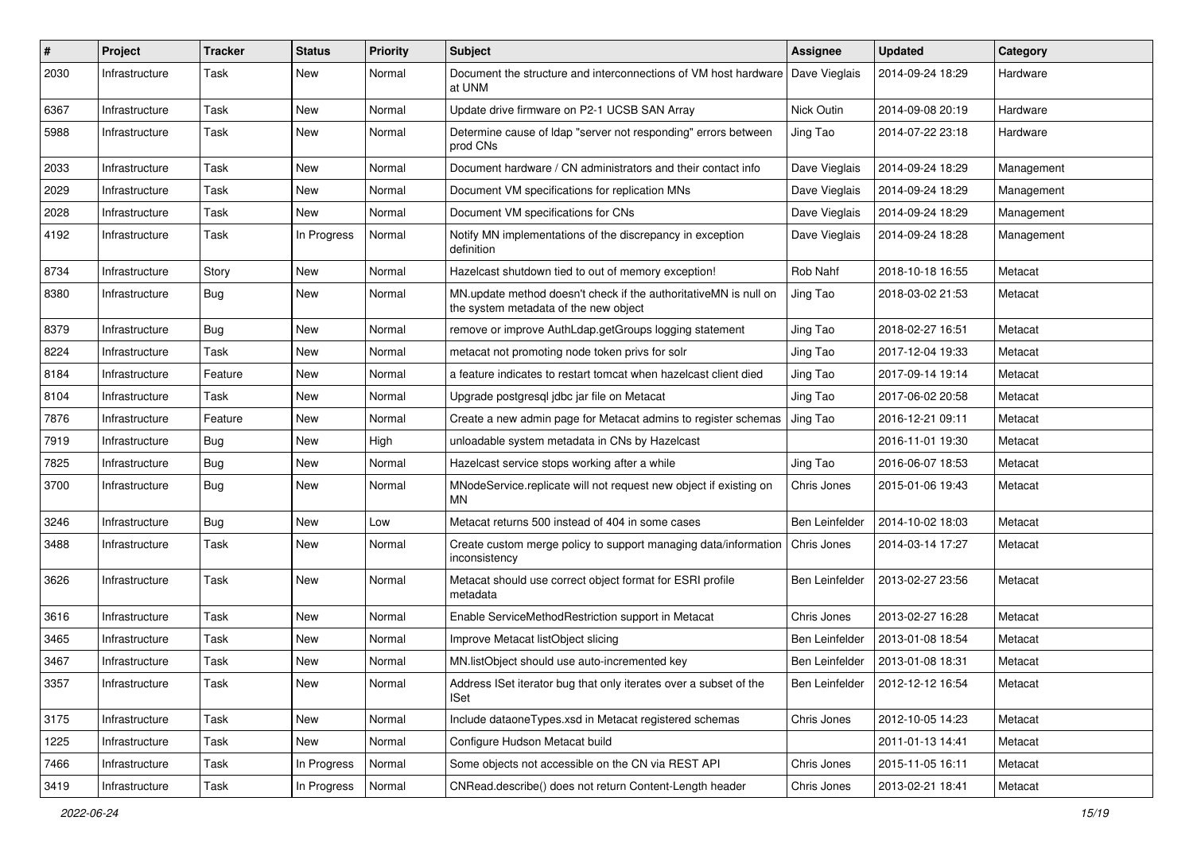| # | Project | Tracker | Status | Priority | Subject | Assignee | Updated | Category |
|---|---|---|---|---|---|---|---|---|
| 2030 | Infrastructure | Task | New | Normal | Document the structure and interconnections of VM host hardware at UNM | Dave Vieglais | 2014-09-24 18:29 | Hardware |
| 6367 | Infrastructure | Task | New | Normal | Update drive firmware on P2-1 UCSB SAN Array | Nick Outin | 2014-09-08 20:19 | Hardware |
| 5988 | Infrastructure | Task | New | Normal | Determine cause of ldap "server not responding" errors between prod CNs | Jing Tao | 2014-07-22 23:18 | Hardware |
| 2033 | Infrastructure | Task | New | Normal | Document hardware / CN administrators and their contact info | Dave Vieglais | 2014-09-24 18:29 | Management |
| 2029 | Infrastructure | Task | New | Normal | Document VM specifications for replication MNs | Dave Vieglais | 2014-09-24 18:29 | Management |
| 2028 | Infrastructure | Task | New | Normal | Document VM specifications for CNs | Dave Vieglais | 2014-09-24 18:29 | Management |
| 4192 | Infrastructure | Task | In Progress | Normal | Notify MN implementations of the discrepancy in exception definition | Dave Vieglais | 2014-09-24 18:28 | Management |
| 8734 | Infrastructure | Story | New | Normal | Hazelcast shutdown tied to out of memory exception! | Rob Nahf | 2018-10-18 16:55 | Metacat |
| 8380 | Infrastructure | Bug | New | Normal | MN.update method doesn't check if the authoritativeMN is null on the system metadata of the new object | Jing Tao | 2018-03-02 21:53 | Metacat |
| 8379 | Infrastructure | Bug | New | Normal | remove or improve AuthLdap.getGroups logging statement | Jing Tao | 2018-02-27 16:51 | Metacat |
| 8224 | Infrastructure | Task | New | Normal | metacat not promoting node token privs for solr | Jing Tao | 2017-12-04 19:33 | Metacat |
| 8184 | Infrastructure | Feature | New | Normal | a feature indicates to restart tomcat when hazelcast client died | Jing Tao | 2017-09-14 19:14 | Metacat |
| 8104 | Infrastructure | Task | New | Normal | Upgrade postgresql jdbc jar file on Metacat | Jing Tao | 2017-06-02 20:58 | Metacat |
| 7876 | Infrastructure | Feature | New | Normal | Create a new admin page for Metacat admins to register schemas | Jing Tao | 2016-12-21 09:11 | Metacat |
| 7919 | Infrastructure | Bug | New | High | unloadable system metadata in CNs by Hazelcast | | 2016-11-01 19:30 | Metacat |
| 7825 | Infrastructure | Bug | New | Normal | Hazelcast service stops working after a while | Jing Tao | 2016-06-07 18:53 | Metacat |
| 3700 | Infrastructure | Bug | New | Normal | MNodeService.replicate will not request new object if existing on MN | Chris Jones | 2015-01-06 19:43 | Metacat |
| 3246 | Infrastructure | Bug | New | Low | Metacat returns 500 instead of 404 in some cases | Ben Leinfelder | 2014-10-02 18:03 | Metacat |
| 3488 | Infrastructure | Task | New | Normal | Create custom merge policy to support managing data/information inconsistency | Chris Jones | 2014-03-14 17:27 | Metacat |
| 3626 | Infrastructure | Task | New | Normal | Metacat should use correct object format for ESRI profile metadata | Ben Leinfelder | 2013-02-27 23:56 | Metacat |
| 3616 | Infrastructure | Task | New | Normal | Enable ServiceMethodRestriction support in Metacat | Chris Jones | 2013-02-27 16:28 | Metacat |
| 3465 | Infrastructure | Task | New | Normal | Improve Metacat listObject slicing | Ben Leinfelder | 2013-01-08 18:54 | Metacat |
| 3467 | Infrastructure | Task | New | Normal | MN.listObject should use auto-incremented key | Ben Leinfelder | 2013-01-08 18:31 | Metacat |
| 3357 | Infrastructure | Task | New | Normal | Address ISet iterator bug that only iterates over a subset of the ISet | Ben Leinfelder | 2012-12-12 16:54 | Metacat |
| 3175 | Infrastructure | Task | New | Normal | Include dataoneTypes.xsd in Metacat registered schemas | Chris Jones | 2012-10-05 14:23 | Metacat |
| 1225 | Infrastructure | Task | New | Normal | Configure Hudson Metacat build | | 2011-01-13 14:41 | Metacat |
| 7466 | Infrastructure | Task | In Progress | Normal | Some objects not accessible on the CN via REST API | Chris Jones | 2015-11-05 16:11 | Metacat |
| 3419 | Infrastructure | Task | In Progress | Normal | CNRead.describe() does not return Content-Length header | Chris Jones | 2013-02-21 18:41 | Metacat |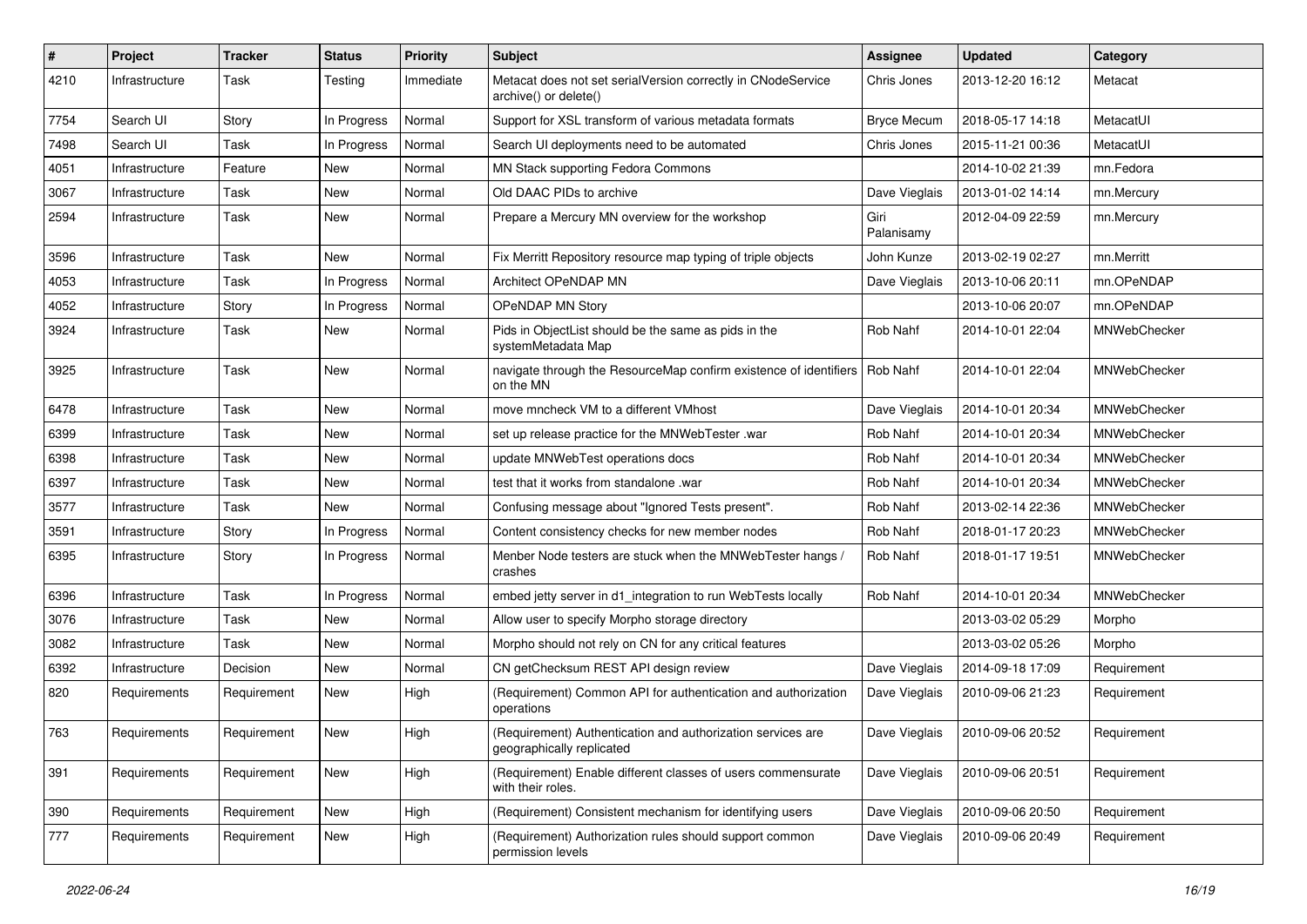| # | Project | Tracker | Status | Priority | Subject | Assignee | Updated | Category |
|---|---|---|---|---|---|---|---|---|
| 4210 | Infrastructure | Task | Testing | Immediate | Metacat does not set serialVersion correctly in CNodeService archive() or delete() | Chris Jones | 2013-12-20 16:12 | Metacat |
| 7754 | Search UI | Story | In Progress | Normal | Support for XSL transform of various metadata formats | Bryce Mecum | 2018-05-17 14:18 | MetacatUI |
| 7498 | Search UI | Task | In Progress | Normal | Search UI deployments need to be automated | Chris Jones | 2015-11-21 00:36 | MetacatUI |
| 4051 | Infrastructure | Feature | New | Normal | MN Stack supporting Fedora Commons | | 2014-10-02 21:39 | mn.Fedora |
| 3067 | Infrastructure | Task | New | Normal | Old DAAC PIDs to archive | Dave Vieglais | 2013-01-02 14:14 | mn.Mercury |
| 2594 | Infrastructure | Task | New | Normal | Prepare a Mercury MN overview for the workshop | Giri Palanisamy | 2012-04-09 22:59 | mn.Mercury |
| 3596 | Infrastructure | Task | New | Normal | Fix Merritt Repository resource map typing of triple objects | John Kunze | 2013-02-19 02:27 | mn.Merritt |
| 4053 | Infrastructure | Task | In Progress | Normal | Architect OPeNDAP MN | Dave Vieglais | 2013-10-06 20:11 | mn.OPeNDAP |
| 4052 | Infrastructure | Story | In Progress | Normal | OPeNDAP MN Story | | 2013-10-06 20:07 | mn.OPeNDAP |
| 3924 | Infrastructure | Task | New | Normal | Pids in ObjectList should be the same as pids in the systemMetadata Map | Rob Nahf | 2014-10-01 22:04 | MNWebChecker |
| 3925 | Infrastructure | Task | New | Normal | navigate through the ResourceMap confirm existence of identifiers on the MN | Rob Nahf | 2014-10-01 22:04 | MNWebChecker |
| 6478 | Infrastructure | Task | New | Normal | move mncheck VM to a different VMhost | Dave Vieglais | 2014-10-01 20:34 | MNWebChecker |
| 6399 | Infrastructure | Task | New | Normal | set up release practice for the MNWebTester .war | Rob Nahf | 2014-10-01 20:34 | MNWebChecker |
| 6398 | Infrastructure | Task | New | Normal | update MNWebTest operations docs | Rob Nahf | 2014-10-01 20:34 | MNWebChecker |
| 6397 | Infrastructure | Task | New | Normal | test that it works from standalone .war | Rob Nahf | 2014-10-01 20:34 | MNWebChecker |
| 3577 | Infrastructure | Task | New | Normal | Confusing message about "Ignored Tests present". | Rob Nahf | 2013-02-14 22:36 | MNWebChecker |
| 3591 | Infrastructure | Story | In Progress | Normal | Content consistency checks for new member nodes | Rob Nahf | 2018-01-17 20:23 | MNWebChecker |
| 6395 | Infrastructure | Story | In Progress | Normal | Menber Node testers are stuck when the MNWebTester hangs / crashes | Rob Nahf | 2018-01-17 19:51 | MNWebChecker |
| 6396 | Infrastructure | Task | In Progress | Normal | embed jetty server in d1_integration to run WebTests locally | Rob Nahf | 2014-10-01 20:34 | MNWebChecker |
| 3076 | Infrastructure | Task | New | Normal | Allow user to specify Morpho storage directory | | 2013-03-02 05:29 | Morpho |
| 3082 | Infrastructure | Task | New | Normal | Morpho should not rely on CN for any critical features | | 2013-03-02 05:26 | Morpho |
| 6392 | Infrastructure | Decision | New | Normal | CN getChecksum REST API design review | Dave Vieglais | 2014-09-18 17:09 | Requirement |
| 820 | Requirements | Requirement | New | High | (Requirement) Common API for authentication and authorization operations | Dave Vieglais | 2010-09-06 21:23 | Requirement |
| 763 | Requirements | Requirement | New | High | (Requirement) Authentication and authorization services are geographically replicated | Dave Vieglais | 2010-09-06 20:52 | Requirement |
| 391 | Requirements | Requirement | New | High | (Requirement) Enable different classes of users commensurate with their roles. | Dave Vieglais | 2010-09-06 20:51 | Requirement |
| 390 | Requirements | Requirement | New | High | (Requirement) Consistent mechanism for identifying users | Dave Vieglais | 2010-09-06 20:50 | Requirement |
| 777 | Requirements | Requirement | New | High | (Requirement) Authorization rules should support common permission levels | Dave Vieglais | 2010-09-06 20:49 | Requirement |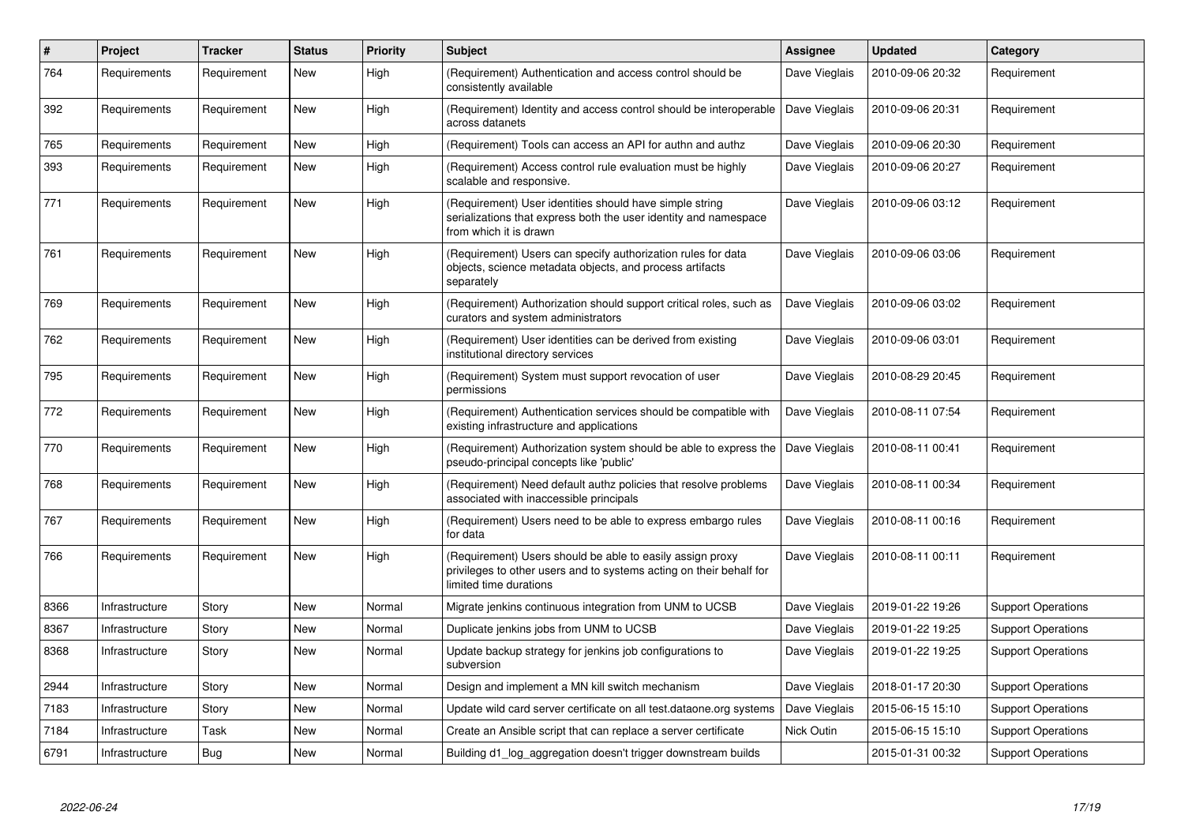| # | Project | Tracker | Status | Priority | Subject | Assignee | Updated | Category |
|---|---|---|---|---|---|---|---|---|
| 764 | Requirements | Requirement | New | High | (Requirement) Authentication and access control should be consistently available | Dave Vieglais | 2010-09-06 20:32 | Requirement |
| 392 | Requirements | Requirement | New | High | (Requirement) Identity and access control should be interoperable across datanets | Dave Vieglais | 2010-09-06 20:31 | Requirement |
| 765 | Requirements | Requirement | New | High | (Requirement) Tools can access an API for authn and authz | Dave Vieglais | 2010-09-06 20:30 | Requirement |
| 393 | Requirements | Requirement | New | High | (Requirement) Access control rule evaluation must be highly scalable and responsive. | Dave Vieglais | 2010-09-06 20:27 | Requirement |
| 771 | Requirements | Requirement | New | High | (Requirement) User identities should have simple string serializations that express both the user identity and namespace from which it is drawn | Dave Vieglais | 2010-09-06 03:12 | Requirement |
| 761 | Requirements | Requirement | New | High | (Requirement) Users can specify authorization rules for data objects, science metadata objects, and process artifacts separately | Dave Vieglais | 2010-09-06 03:06 | Requirement |
| 769 | Requirements | Requirement | New | High | (Requirement) Authorization should support critical roles, such as curators and system administrators | Dave Vieglais | 2010-09-06 03:02 | Requirement |
| 762 | Requirements | Requirement | New | High | (Requirement) User identities can be derived from existing institutional directory services | Dave Vieglais | 2010-09-06 03:01 | Requirement |
| 795 | Requirements | Requirement | New | High | (Requirement) System must support revocation of user permissions | Dave Vieglais | 2010-08-29 20:45 | Requirement |
| 772 | Requirements | Requirement | New | High | (Requirement) Authentication services should be compatible with existing infrastructure and applications | Dave Vieglais | 2010-08-11 07:54 | Requirement |
| 770 | Requirements | Requirement | New | High | (Requirement) Authorization system should be able to express the pseudo-principal concepts like 'public' | Dave Vieglais | 2010-08-11 00:41 | Requirement |
| 768 | Requirements | Requirement | New | High | (Requirement) Need default authz policies that resolve problems associated with inaccessible principals | Dave Vieglais | 2010-08-11 00:34 | Requirement |
| 767 | Requirements | Requirement | New | High | (Requirement) Users need to be able to express embargo rules for data | Dave Vieglais | 2010-08-11 00:16 | Requirement |
| 766 | Requirements | Requirement | New | High | (Requirement) Users should be able to easily assign proxy privileges to other users and to systems acting on their behalf for limited time durations | Dave Vieglais | 2010-08-11 00:11 | Requirement |
| 8366 | Infrastructure | Story | New | Normal | Migrate jenkins continuous integration from UNM to UCSB | Dave Vieglais | 2019-01-22 19:26 | Support Operations |
| 8367 | Infrastructure | Story | New | Normal | Duplicate jenkins jobs from UNM to UCSB | Dave Vieglais | 2019-01-22 19:25 | Support Operations |
| 8368 | Infrastructure | Story | New | Normal | Update backup strategy for jenkins job configurations to subversion | Dave Vieglais | 2019-01-22 19:25 | Support Operations |
| 2944 | Infrastructure | Story | New | Normal | Design and implement a MN kill switch mechanism | Dave Vieglais | 2018-01-17 20:30 | Support Operations |
| 7183 | Infrastructure | Story | New | Normal | Update wild card server certificate on all test.dataone.org systems | Dave Vieglais | 2015-06-15 15:10 | Support Operations |
| 7184 | Infrastructure | Task | New | Normal | Create an Ansible script that can replace a server certificate | Nick Outin | 2015-06-15 15:10 | Support Operations |
| 6791 | Infrastructure | Bug | New | Normal | Building d1_log_aggregation doesn't trigger downstream builds | | 2015-01-31 00:32 | Support Operations |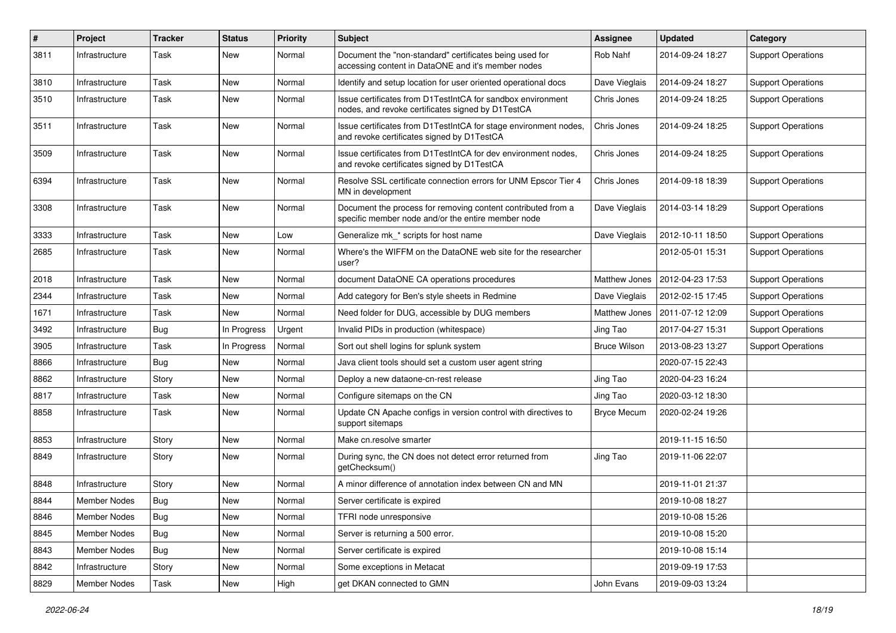| # | Project | Tracker | Status | Priority | Subject | Assignee | Updated | Category |
|---|---|---|---|---|---|---|---|---|
| 3811 | Infrastructure | Task | New | Normal | Document the "non-standard" certificates being used for accessing content in DataONE and it's member nodes | Rob Nahf | 2014-09-24 18:27 | Support Operations |
| 3810 | Infrastructure | Task | New | Normal | Identify and setup location for user oriented operational docs | Dave Vieglais | 2014-09-24 18:27 | Support Operations |
| 3510 | Infrastructure | Task | New | Normal | Issue certificates from D1TestIntCA for sandbox environment nodes, and revoke certificates signed by D1TestCA | Chris Jones | 2014-09-24 18:25 | Support Operations |
| 3511 | Infrastructure | Task | New | Normal | Issue certificates from D1TestIntCA for stage environment nodes, and revoke certificates signed by D1TestCA | Chris Jones | 2014-09-24 18:25 | Support Operations |
| 3509 | Infrastructure | Task | New | Normal | Issue certificates from D1TestIntCA for dev environment nodes, and revoke certificates signed by D1TestCA | Chris Jones | 2014-09-24 18:25 | Support Operations |
| 6394 | Infrastructure | Task | New | Normal | Resolve SSL certificate connection errors for UNM Epscor Tier 4 MN in development | Chris Jones | 2014-09-18 18:39 | Support Operations |
| 3308 | Infrastructure | Task | New | Normal | Document the process for removing content contributed from a specific member node and/or the entire member node | Dave Vieglais | 2014-03-14 18:29 | Support Operations |
| 3333 | Infrastructure | Task | New | Low | Generalize mk_* scripts for host name | Dave Vieglais | 2012-10-11 18:50 | Support Operations |
| 2685 | Infrastructure | Task | New | Normal | Where's the WIFFM on the DataONE web site for the researcher user? | | 2012-05-01 15:31 | Support Operations |
| 2018 | Infrastructure | Task | New | Normal | document DataONE CA operations procedures | Matthew Jones | 2012-04-23 17:53 | Support Operations |
| 2344 | Infrastructure | Task | New | Normal | Add category for Ben's style sheets in Redmine | Dave Vieglais | 2012-02-15 17:45 | Support Operations |
| 1671 | Infrastructure | Task | New | Normal | Need folder for DUG, accessible by DUG members | Matthew Jones | 2011-07-12 12:09 | Support Operations |
| 3492 | Infrastructure | Bug | In Progress | Urgent | Invalid PIDs in production (whitespace) | Jing Tao | 2017-04-27 15:31 | Support Operations |
| 3905 | Infrastructure | Task | In Progress | Normal | Sort out shell logins for splunk system | Bruce Wilson | 2013-08-23 13:27 | Support Operations |
| 8866 | Infrastructure | Bug | New | Normal | Java client tools should set a custom user agent string | | 2020-07-15 22:43 | |
| 8862 | Infrastructure | Story | New | Normal | Deploy a new dataone-cn-rest release | Jing Tao | 2020-04-23 16:24 | |
| 8817 | Infrastructure | Task | New | Normal | Configure sitemaps on the CN | Jing Tao | 2020-03-12 18:30 | |
| 8858 | Infrastructure | Task | New | Normal | Update CN Apache configs in version control with directives to support sitemaps | Bryce Mecum | 2020-02-24 19:26 | |
| 8853 | Infrastructure | Story | New | Normal | Make cn.resolve smarter | | 2019-11-15 16:50 | |
| 8849 | Infrastructure | Story | New | Normal | During sync, the CN does not detect error returned from getChecksum() | Jing Tao | 2019-11-06 22:07 | |
| 8848 | Infrastructure | Story | New | Normal | A minor difference of annotation index between CN and MN | | 2019-11-01 21:37 | |
| 8844 | Member Nodes | Bug | New | Normal | Server certificate is expired | | 2019-10-08 18:27 | |
| 8846 | Member Nodes | Bug | New | Normal | TFRI node unresponsive | | 2019-10-08 15:26 | |
| 8845 | Member Nodes | Bug | New | Normal | Server is returning a 500 error. | | 2019-10-08 15:20 | |
| 8843 | Member Nodes | Bug | New | Normal | Server certificate is expired | | 2019-10-08 15:14 | |
| 8842 | Infrastructure | Story | New | Normal | Some exceptions in Metacat | | 2019-09-19 17:53 | |
| 8829 | Member Nodes | Task | New | High | get DKAN connected to GMN | John Evans | 2019-09-03 13:24 | |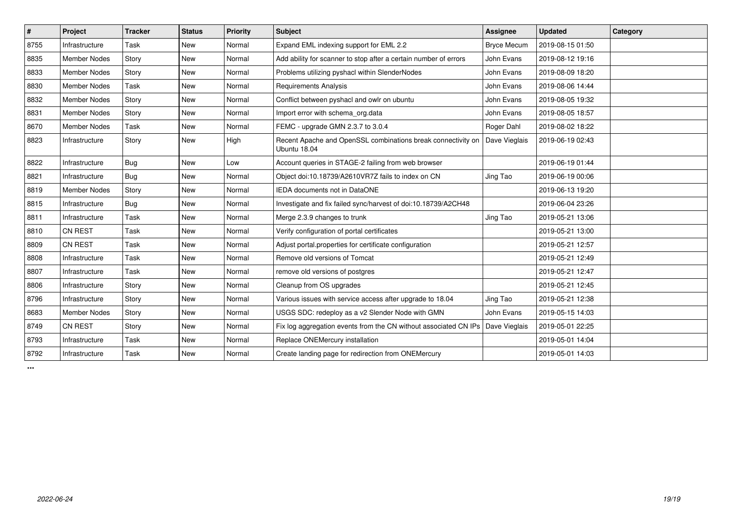| # | Project | Tracker | Status | Priority | Subject | Assignee | Updated | Category |
|---|---|---|---|---|---|---|---|---|
| 8755 | Infrastructure | Task | New | Normal | Expand EML indexing support for EML 2.2 | Bryce Mecum | 2019-08-15 01:50 | |
| 8835 | Member Nodes | Story | New | Normal | Add ability for scanner to stop after a certain number of errors | John Evans | 2019-08-12 19:16 | |
| 8833 | Member Nodes | Story | New | Normal | Problems utilizing pyshacl within SlenderNodes | John Evans | 2019-08-09 18:20 | |
| 8830 | Member Nodes | Task | New | Normal | Requirements Analysis | John Evans | 2019-08-06 14:44 | |
| 8832 | Member Nodes | Story | New | Normal | Conflict between pyshacl and owlr on ubuntu | John Evans | 2019-08-05 19:32 | |
| 8831 | Member Nodes | Story | New | Normal | Import error with schema_org.data | John Evans | 2019-08-05 18:57 | |
| 8670 | Member Nodes | Task | New | Normal | FEMC - upgrade GMN 2.3.7 to 3.0.4 | Roger Dahl | 2019-08-02 18:22 | |
| 8823 | Infrastructure | Story | New | High | Recent Apache and OpenSSL combinations break connectivity on Ubuntu 18.04 | Dave Vieglais | 2019-06-19 02:43 | |
| 8822 | Infrastructure | Bug | New | Low | Account queries in STAGE-2 failing from web browser | | 2019-06-19 01:44 | |
| 8821 | Infrastructure | Bug | New | Normal | Object doi:10.18739/A2610VR7Z fails to index on CN | Jing Tao | 2019-06-19 00:06 | |
| 8819 | Member Nodes | Story | New | Normal | IEDA documents not in DataONE | | 2019-06-13 19:20 | |
| 8815 | Infrastructure | Bug | New | Normal | Investigate and fix failed sync/harvest of doi:10.18739/A2CH48 | | 2019-06-04 23:26 | |
| 8811 | Infrastructure | Task | New | Normal | Merge 2.3.9 changes to trunk | Jing Tao | 2019-05-21 13:06 | |
| 8810 | CN REST | Task | New | Normal | Verify configuration of portal certificates | | 2019-05-21 13:00 | |
| 8809 | CN REST | Task | New | Normal | Adjust portal.properties for certificate configuration | | 2019-05-21 12:57 | |
| 8808 | Infrastructure | Task | New | Normal | Remove old versions of Tomcat | | 2019-05-21 12:49 | |
| 8807 | Infrastructure | Task | New | Normal | remove old versions of postgres | | 2019-05-21 12:47 | |
| 8806 | Infrastructure | Story | New | Normal | Cleanup from OS upgrades | | 2019-05-21 12:45 | |
| 8796 | Infrastructure | Story | New | Normal | Various issues with service access after upgrade to 18.04 | Jing Tao | 2019-05-21 12:38 | |
| 8683 | Member Nodes | Story | New | Normal | USGS SDC: redeploy as a v2 Slender Node with GMN | John Evans | 2019-05-15 14:03 | |
| 8749 | CN REST | Story | New | Normal | Fix log aggregation events from the CN without associated CN IPs | Dave Vieglais | 2019-05-01 22:25 | |
| 8793 | Infrastructure | Task | New | Normal | Replace ONEMercury installation | | 2019-05-01 14:04 | |
| 8792 | Infrastructure | Task | New | Normal | Create landing page for redirection from ONEMercury | | 2019-05-01 14:03 | |

...